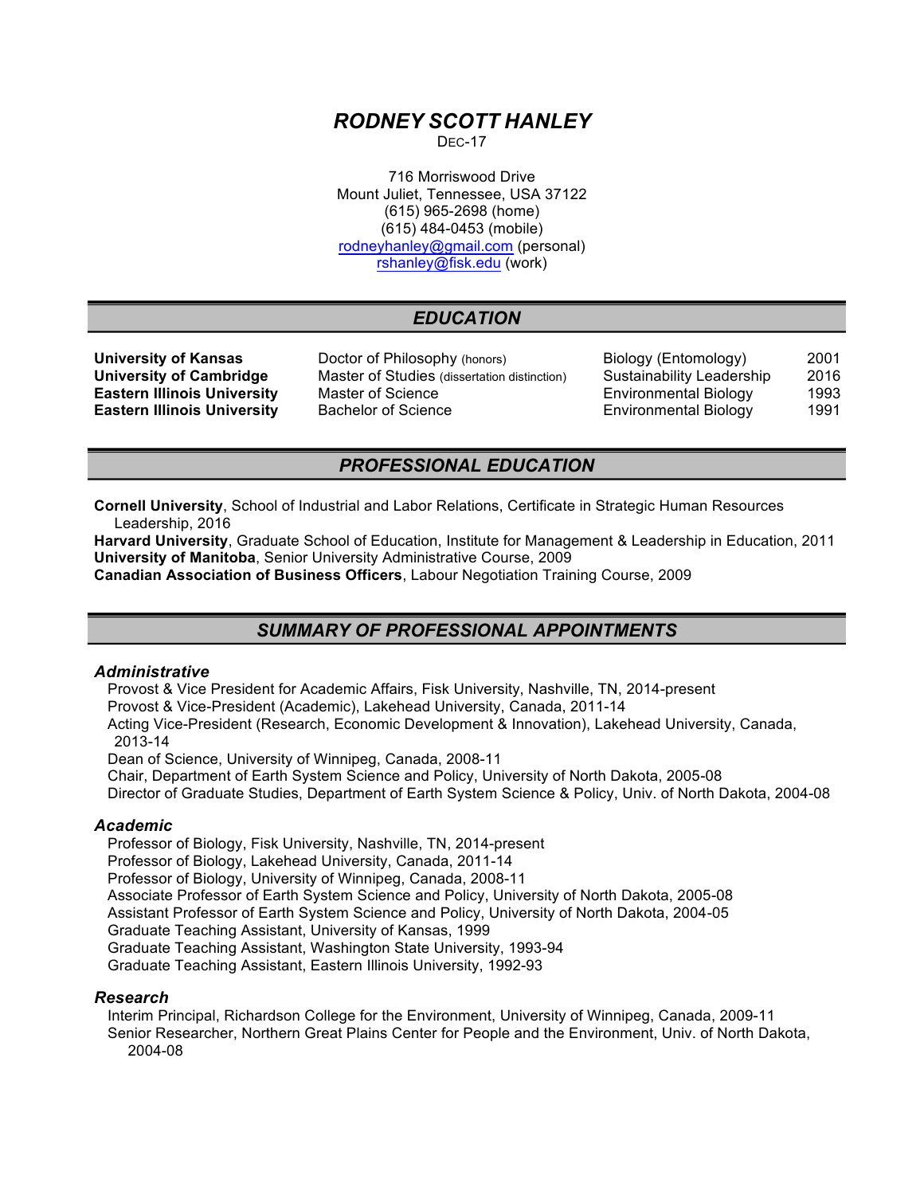# *RODNEY SCOTT HANLEY*

DEC-17

716 Morriswood Drive
Mount Juliet, Tennessee, USA 37122
(615) 965-2698 (home)
(615) 484-0453 (mobile)
rodneyhanley@gmail.com (personal)
rshanley@fisk.edu (work)

## *EDUCATION*

| | | | |
|---|---|---|---|
| **University of Kansas** | Doctor of Philosophy (honors) | Biology (Entomology) | 2001 |
| **University of Cambridge** | Master of Studies (dissertation distinction) | Sustainability Leadership | 2016 |
| **Eastern Illinois University** | Master of Science | Environmental Biology | 1993 |
| **Eastern Illinois University** | Bachelor of Science | Environmental Biology | 1991 |

## *PROFESSIONAL EDUCATION*

**Cornell University**, School of Industrial and Labor Relations, Certificate in Strategic Human Resources Leadership, 2016
**Harvard University**, Graduate School of Education, Institute for Management & Leadership in Education, 2011
**University of Manitoba**, Senior University Administrative Course, 2009
**Canadian Association of Business Officers**, Labour Negotiation Training Course, 2009

## *SUMMARY OF PROFESSIONAL APPOINTMENTS*

### *Administrative*

Provost & Vice President for Academic Affairs, Fisk University, Nashville, TN, 2014-present
Provost & Vice-President (Academic), Lakehead University, Canada, 2011-14
Acting Vice-President (Research, Economic Development & Innovation), Lakehead University, Canada, 2013-14
Dean of Science, University of Winnipeg, Canada, 2008-11
Chair, Department of Earth System Science and Policy, University of North Dakota, 2005-08
Director of Graduate Studies, Department of Earth System Science & Policy, Univ. of North Dakota, 2004-08

### *Academic*

Professor of Biology, Fisk University, Nashville, TN, 2014-present
Professor of Biology, Lakehead University, Canada, 2011-14
Professor of Biology, University of Winnipeg, Canada, 2008-11
Associate Professor of Earth System Science and Policy, University of North Dakota, 2005-08
Assistant Professor of Earth System Science and Policy, University of North Dakota, 2004-05
Graduate Teaching Assistant, University of Kansas, 1999
Graduate Teaching Assistant, Washington State University, 1993-94
Graduate Teaching Assistant, Eastern Illinois University, 1992-93

### *Research*

Interim Principal, Richardson College for the Environment, University of Winnipeg, Canada, 2009-11
Senior Researcher, Northern Great Plains Center for People and the Environment, Univ. of North Dakota, 2004-08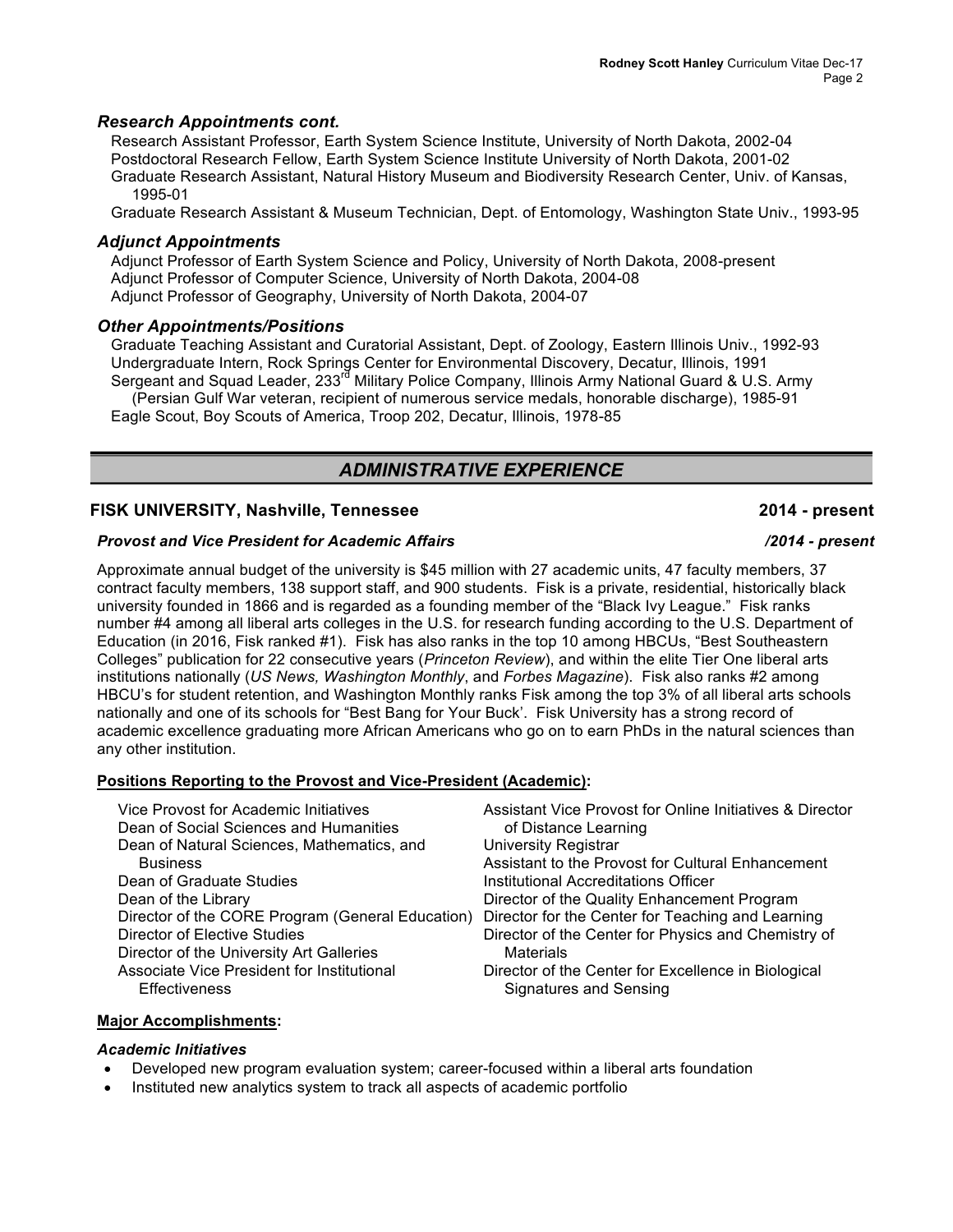### *Research Appointments cont.*

Research Assistant Professor, Earth System Science Institute, University of North Dakota, 2002-04
Postdoctoral Research Fellow, Earth System Science Institute University of North Dakota, 2001-02
Graduate Research Assistant, Natural History Museum and Biodiversity Research Center, Univ. of Kansas, 1995-01
Graduate Research Assistant & Museum Technician, Dept. of Entomology, Washington State Univ., 1993-95

### *Adjunct Appointments*

Adjunct Professor of Earth System Science and Policy, University of North Dakota, 2008-present
Adjunct Professor of Computer Science, University of North Dakota, 2004-08
Adjunct Professor of Geography, University of North Dakota, 2004-07

### *Other Appointments/Positions*

Graduate Teaching Assistant and Curatorial Assistant, Dept. of Zoology, Eastern Illinois Univ., 1992-93
Undergraduate Intern, Rock Springs Center for Environmental Discovery, Decatur, Illinois, 1991
Sergeant and Squad Leader, 233rd Military Police Company, Illinois Army National Guard & U.S. Army (Persian Gulf War veteran, recipient of numerous service medals, honorable discharge), 1985-91
Eagle Scout, Boy Scouts of America, Troop 202, Decatur, Illinois, 1978-85

## *ADMINISTRATIVE EXPERIENCE*

### FISK UNIVERSITY, Nashville, Tennessee — 2014 - present

***Provost and Vice President for Academic Affairs*** — ***/2014 - present***

Approximate annual budget of the university is $45 million with 27 academic units, 47 faculty members, 37 contract faculty members, 138 support staff, and 900 students. Fisk is a private, residential, historically black university founded in 1866 and is regarded as a founding member of the "Black Ivy League." Fisk ranks number #4 among all liberal arts colleges in the U.S. for research funding according to the U.S. Department of Education (in 2016, Fisk ranked #1). Fisk has also ranks in the top 10 among HBCUs, "Best Southeastern Colleges" publication for 22 consecutive years (*Princeton Review*), and within the elite Tier One liberal arts institutions nationally (*US News, Washington Monthly*, and *Forbes Magazine*). Fisk also ranks #2 among HBCU's for student retention, and Washington Monthly ranks Fisk among the top 3% of all liberal arts schools nationally and one of its schools for "Best Bang for Your Buck'. Fisk University has a strong record of academic excellence graduating more African Americans who go on to earn PhDs in the natural sciences than any other institution.

**Positions Reporting to the Provost and Vice-President (Academic):**

- Vice Provost for Academic Initiatives
- Dean of Social Sciences and Humanities
- Dean of Natural Sciences, Mathematics, and Business
- Dean of Graduate Studies
- Dean of the Library
- Director of the CORE Program (General Education)
- Director of Elective Studies
- Director of the University Art Galleries
- Associate Vice President for Institutional Effectiveness
- Assistant Vice Provost for Online Initiatives & Director of Distance Learning
- University Registrar
- Assistant to the Provost for Cultural Enhancement
- Institutional Accreditations Officer
- Director of the Quality Enhancement Program
- Director for the Center for Teaching and Learning
- Director of the Center for Physics and Chemistry of Materials
- Director of the Center for Excellence in Biological Signatures and Sensing

**Major Accomplishments:**

***Academic Initiatives***

- Developed new program evaluation system; career-focused within a liberal arts foundation
- Instituted new analytics system to track all aspects of academic portfolio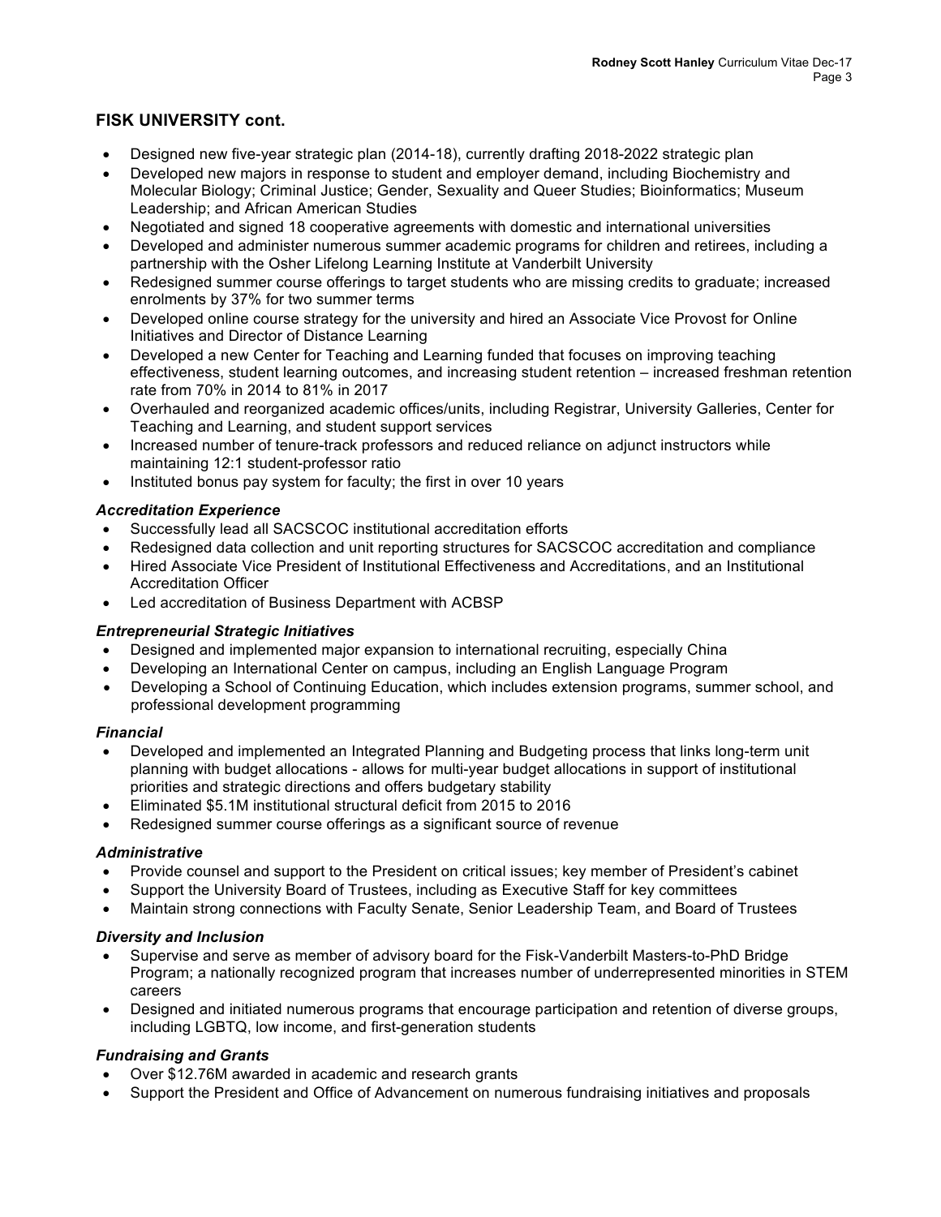## FISK UNIVERSITY cont.

- Designed new five-year strategic plan (2014-18), currently drafting 2018-2022 strategic plan
- Developed new majors in response to student and employer demand, including Biochemistry and Molecular Biology; Criminal Justice; Gender, Sexuality and Queer Studies; Bioinformatics; Museum Leadership; and African American Studies
- Negotiated and signed 18 cooperative agreements with domestic and international universities
- Developed and administer numerous summer academic programs for children and retirees, including a partnership with the Osher Lifelong Learning Institute at Vanderbilt University
- Redesigned summer course offerings to target students who are missing credits to graduate; increased enrolments by 37% for two summer terms
- Developed online course strategy for the university and hired an Associate Vice Provost for Online Initiatives and Director of Distance Learning
- Developed a new Center for Teaching and Learning funded that focuses on improving teaching effectiveness, student learning outcomes, and increasing student retention – increased freshman retention rate from 70% in 2014 to 81% in 2017
- Overhauled and reorganized academic offices/units, including Registrar, University Galleries, Center for Teaching and Learning, and student support services
- Increased number of tenure-track professors and reduced reliance on adjunct instructors while maintaining 12:1 student-professor ratio
- Instituted bonus pay system for faculty; the first in over 10 years

### *Accreditation Experience*

- Successfully lead all SACSCOC institutional accreditation efforts
- Redesigned data collection and unit reporting structures for SACSCOC accreditation and compliance
- Hired Associate Vice President of Institutional Effectiveness and Accreditations, and an Institutional Accreditation Officer
- Led accreditation of Business Department with ACBSP

### *Entrepreneurial Strategic Initiatives*

- Designed and implemented major expansion to international recruiting, especially China
- Developing an International Center on campus, including an English Language Program
- Developing a School of Continuing Education, which includes extension programs, summer school, and professional development programming

### *Financial*

- Developed and implemented an Integrated Planning and Budgeting process that links long-term unit planning with budget allocations - allows for multi-year budget allocations in support of institutional priorities and strategic directions and offers budgetary stability
- Eliminated $5.1M institutional structural deficit from 2015 to 2016
- Redesigned summer course offerings as a significant source of revenue

### *Administrative*

- Provide counsel and support to the President on critical issues; key member of President's cabinet
- Support the University Board of Trustees, including as Executive Staff for key committees
- Maintain strong connections with Faculty Senate, Senior Leadership Team, and Board of Trustees

### *Diversity and Inclusion*

- Supervise and serve as member of advisory board for the Fisk-Vanderbilt Masters-to-PhD Bridge Program; a nationally recognized program that increases number of underrepresented minorities in STEM careers
- Designed and initiated numerous programs that encourage participation and retention of diverse groups, including LGBTQ, low income, and first-generation students

### *Fundraising and Grants*

- Over $12.76M awarded in academic and research grants
- Support the President and Office of Advancement on numerous fundraising initiatives and proposals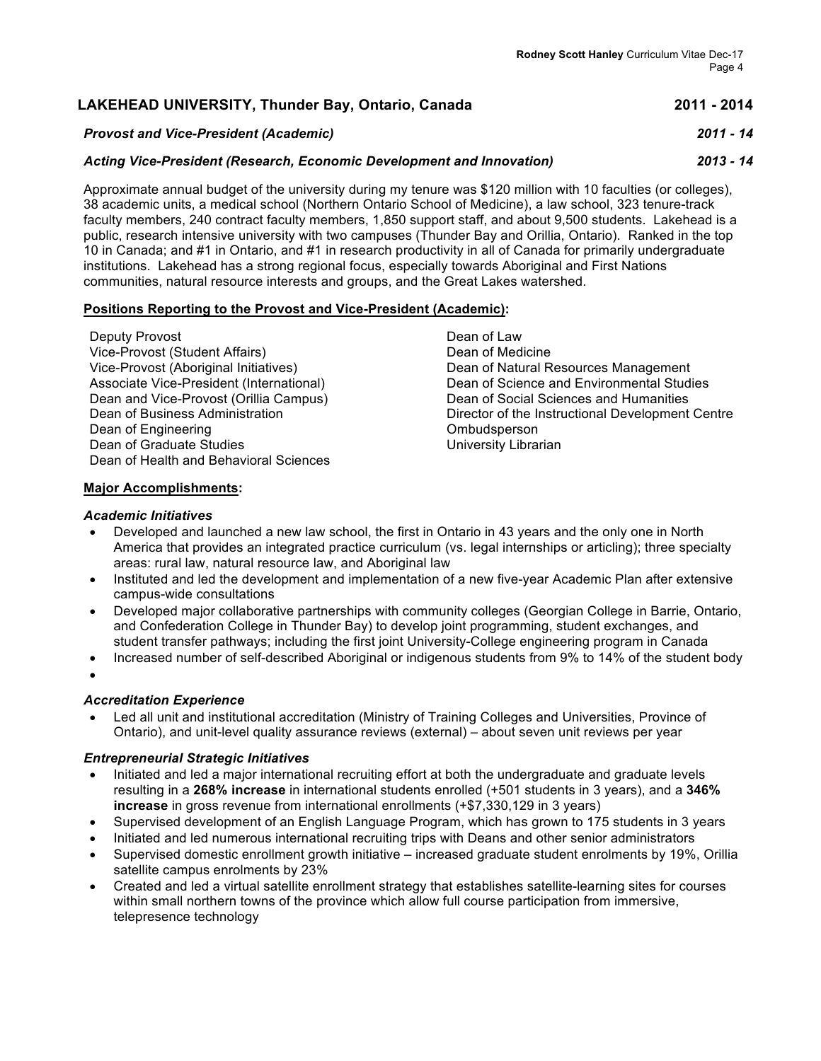## LAKEHEAD UNIVERSITY, Thunder Bay, Ontario, Canada — 2011 - 2014

***Provost and Vice-President (Academic)*** — ***2011 - 14***

***Acting Vice-President (Research, Economic Development and Innovation)*** — ***2013 - 14***

Approximate annual budget of the university during my tenure was $120 million with 10 faculties (or colleges), 38 academic units, a medical school (Northern Ontario School of Medicine), a law school, 323 tenure-track faculty members, 240 contract faculty members, 1,850 support staff, and about 9,500 students. Lakehead is a public, research intensive university with two campuses (Thunder Bay and Orillia, Ontario). Ranked in the top 10 in Canada; and #1 in Ontario, and #1 in research productivity in all of Canada for primarily undergraduate institutions. Lakehead has a strong regional focus, especially towards Aboriginal and First Nations communities, natural resource interests and groups, and the Great Lakes watershed.

**Positions Reporting to the Provost and Vice-President (Academic):**

- Deputy Provost
- Vice-Provost (Student Affairs)
- Vice-Provost (Aboriginal Initiatives)
- Associate Vice-President (International)
- Dean and Vice-Provost (Orillia Campus)
- Dean of Business Administration
- Dean of Engineering
- Dean of Graduate Studies
- Dean of Health and Behavioral Sciences
- Dean of Law
- Dean of Medicine
- Dean of Natural Resources Management
- Dean of Science and Environmental Studies
- Dean of Social Sciences and Humanities
- Director of the Instructional Development Centre
- Ombudsperson
- University Librarian

**Major Accomplishments:**

***Academic Initiatives***

- Developed and launched a new law school, the first in Ontario in 43 years and the only one in North America that provides an integrated practice curriculum (vs. legal internships or articling); three specialty areas: rural law, natural resource law, and Aboriginal law
- Instituted and led the development and implementation of a new five-year Academic Plan after extensive campus-wide consultations
- Developed major collaborative partnerships with community colleges (Georgian College in Barrie, Ontario, and Confederation College in Thunder Bay) to develop joint programming, student exchanges, and student transfer pathways; including the first joint University-College engineering program in Canada
- Increased number of self-described Aboriginal or indigenous students from 9% to 14% of the student body
-

***Accreditation Experience***

- Led all unit and institutional accreditation (Ministry of Training Colleges and Universities, Province of Ontario), and unit-level quality assurance reviews (external) – about seven unit reviews per year

***Entrepreneurial Strategic Initiatives***

- Initiated and led a major international recruiting effort at both the undergraduate and graduate levels resulting in a **268% increase** in international students enrolled (+501 students in 3 years), and a **346% increase** in gross revenue from international enrollments (+$7,330,129 in 3 years)
- Supervised development of an English Language Program, which has grown to 175 students in 3 years
- Initiated and led numerous international recruiting trips with Deans and other senior administrators
- Supervised domestic enrollment growth initiative – increased graduate student enrolments by 19%, Orillia satellite campus enrolments by 23%
- Created and led a virtual satellite enrollment strategy that establishes satellite-learning sites for courses within small northern towns of the province which allow full course participation from immersive, telepresence technology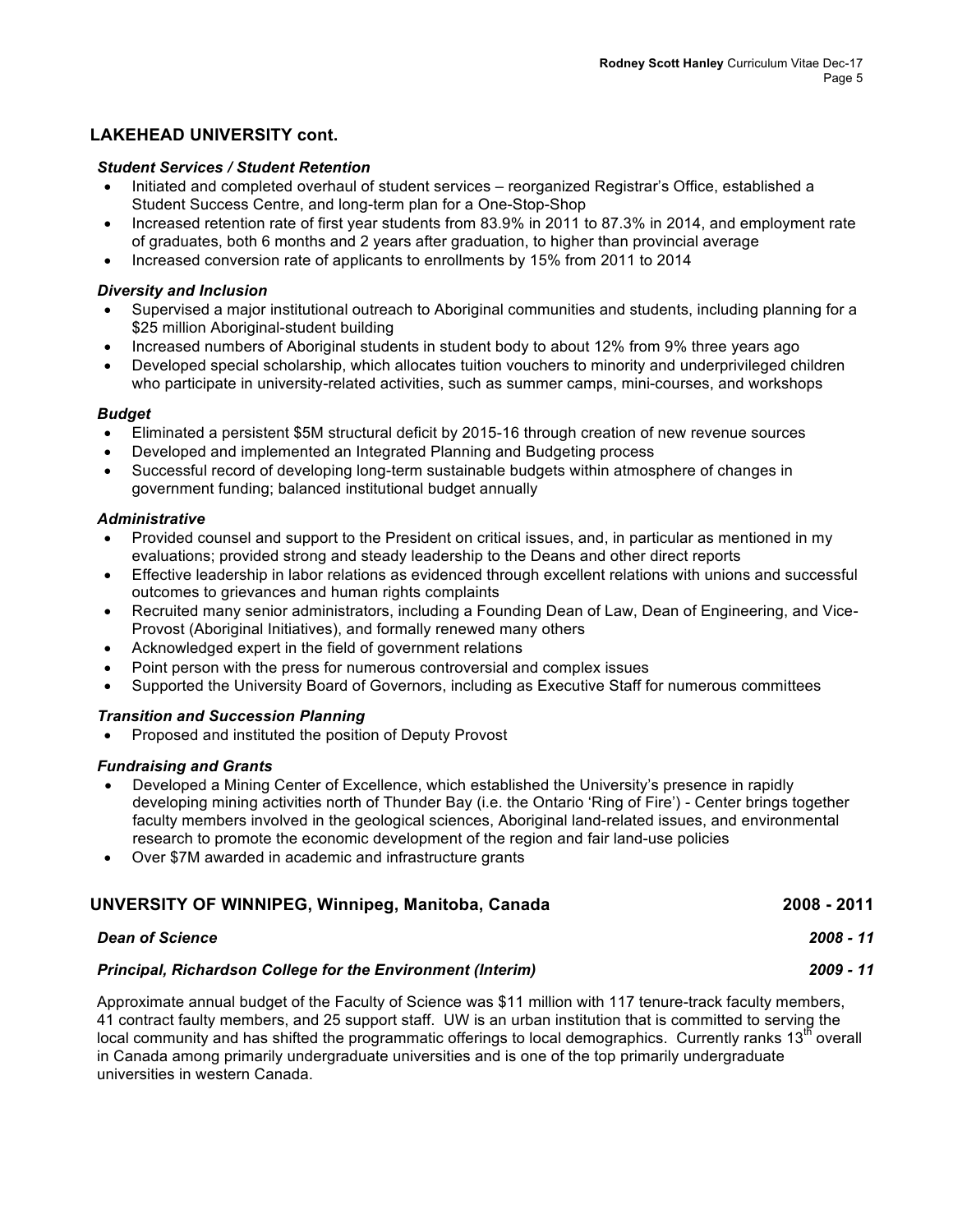## LAKEHEAD UNIVERSITY cont.

***Student Services / Student Retention***

- Initiated and completed overhaul of student services – reorganized Registrar's Office, established a Student Success Centre, and long-term plan for a One-Stop-Shop
- Increased retention rate of first year students from 83.9% in 2011 to 87.3% in 2014, and employment rate of graduates, both 6 months and 2 years after graduation, to higher than provincial average
- Increased conversion rate of applicants to enrollments by 15% from 2011 to 2014

***Diversity and Inclusion***

- Supervised a major institutional outreach to Aboriginal communities and students, including planning for a $25 million Aboriginal-student building
- Increased numbers of Aboriginal students in student body to about 12% from 9% three years ago
- Developed special scholarship, which allocates tuition vouchers to minority and underprivileged children who participate in university-related activities, such as summer camps, mini-courses, and workshops

***Budget***

- Eliminated a persistent $5M structural deficit by 2015-16 through creation of new revenue sources
- Developed and implemented an Integrated Planning and Budgeting process
- Successful record of developing long-term sustainable budgets within atmosphere of changes in government funding; balanced institutional budget annually

***Administrative***

- Provided counsel and support to the President on critical issues, and, in particular as mentioned in my evaluations; provided strong and steady leadership to the Deans and other direct reports
- Effective leadership in labor relations as evidenced through excellent relations with unions and successful outcomes to grievances and human rights complaints
- Recruited many senior administrators, including a Founding Dean of Law, Dean of Engineering, and Vice-Provost (Aboriginal Initiatives), and formally renewed many others
- Acknowledged expert in the field of government relations
- Point person with the press for numerous controversial and complex issues
- Supported the University Board of Governors, including as Executive Staff for numerous committees

***Transition and Succession Planning***

- Proposed and instituted the position of Deputy Provost

***Fundraising and Grants***

- Developed a Mining Center of Excellence, which established the University's presence in rapidly developing mining activities north of Thunder Bay (i.e. the Ontario 'Ring of Fire') - Center brings together faculty members involved in the geological sciences, Aboriginal land-related issues, and environmental research to promote the economic development of the region and fair land-use policies
- Over $7M awarded in academic and infrastructure grants

## UNVERSITY OF WINNIPEG, Winnipeg, Manitoba, Canada — 2008 - 2011

***Dean of Science*** — *2008 - 11*

***Principal, Richardson College for the Environment (Interim)*** — *2009 - 11*

Approximate annual budget of the Faculty of Science was $11 million with 117 tenure-track faculty members, 41 contract faulty members, and 25 support staff. UW is an urban institution that is committed to serving the local community and has shifted the programmatic offerings to local demographics. Currently ranks 13th overall in Canada among primarily undergraduate universities and is one of the top primarily undergraduate universities in western Canada.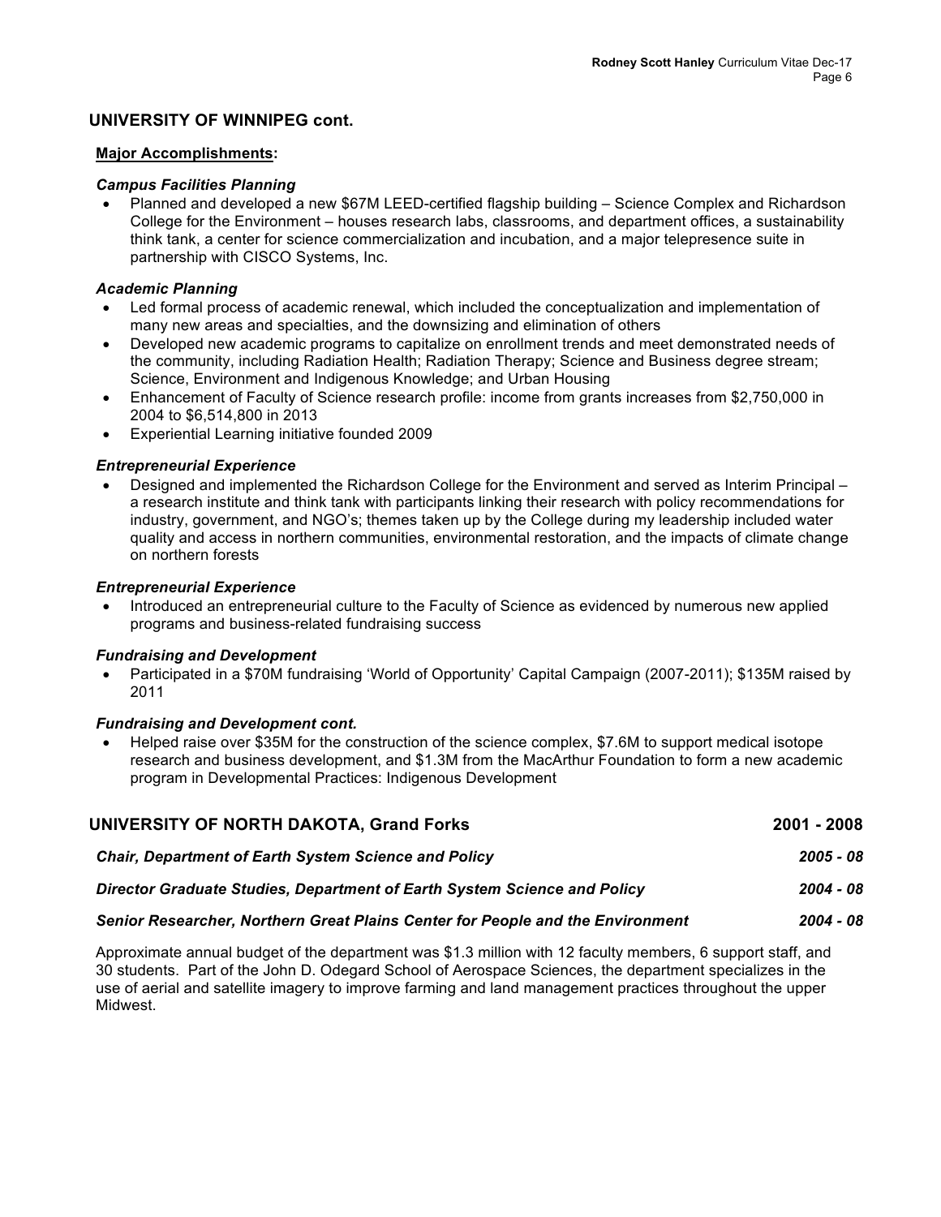## UNIVERSITY OF WINNIPEG cont.

**<u>Major Accomplishments</u>:**

***Campus Facilities Planning***

- Planned and developed a new $67M LEED-certified flagship building – Science Complex and Richardson College for the Environment – houses research labs, classrooms, and department offices, a sustainability think tank, a center for science commercialization and incubation, and a major telepresence suite in partnership with CISCO Systems, Inc.

***Academic Planning***

- Led formal process of academic renewal, which included the conceptualization and implementation of many new areas and specialties, and the downsizing and elimination of others
- Developed new academic programs to capitalize on enrollment trends and meet demonstrated needs of the community, including Radiation Health; Radiation Therapy; Science and Business degree stream; Science, Environment and Indigenous Knowledge; and Urban Housing
- Enhancement of Faculty of Science research profile: income from grants increases from $2,750,000 in 2004 to $6,514,800 in 2013
- Experiential Learning initiative founded 2009

***Entrepreneurial Experience***

- Designed and implemented the Richardson College for the Environment and served as Interim Principal – a research institute and think tank with participants linking their research with policy recommendations for industry, government, and NGO's; themes taken up by the College during my leadership included water quality and access in northern communities, environmental restoration, and the impacts of climate change on northern forests

***Entrepreneurial Experience***

- Introduced an entrepreneurial culture to the Faculty of Science as evidenced by numerous new applied programs and business-related fundraising success

***Fundraising and Development***

- Participated in a $70M fundraising 'World of Opportunity' Capital Campaign (2007-2011); $135M raised by 2011

***Fundraising and Development cont.***

- Helped raise over $35M for the construction of the science complex, $7.6M to support medical isotope research and business development, and $1.3M from the MacArthur Foundation to form a new academic program in Developmental Practices: Indigenous Development

## UNIVERSITY OF NORTH DAKOTA, Grand Forks — 2001 - 2008

***Chair, Department of Earth System Science and Policy*** — ***2005 - 08***

***Director Graduate Studies, Department of Earth System Science and Policy*** — ***2004 - 08***

***Senior Researcher, Northern Great Plains Center for People and the Environment*** — ***2004 - 08***

Approximate annual budget of the department was $1.3 million with 12 faculty members, 6 support staff, and 30 students. Part of the John D. Odegard School of Aerospace Sciences, the department specializes in the use of aerial and satellite imagery to improve farming and land management practices throughout the upper Midwest.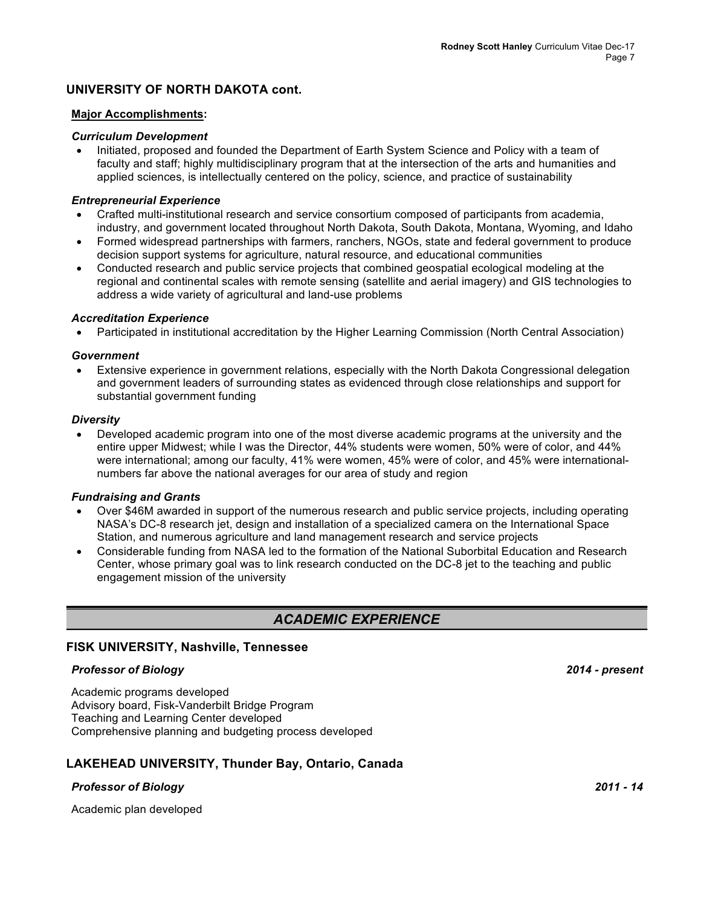## UNIVERSITY OF NORTH DAKOTA cont.

**Major Accomplishments:**

***Curriculum Development***

- Initiated, proposed and founded the Department of Earth System Science and Policy with a team of faculty and staff; highly multidisciplinary program that at the intersection of the arts and humanities and applied sciences, is intellectually centered on the policy, science, and practice of sustainability

***Entrepreneurial Experience***

- Crafted multi-institutional research and service consortium composed of participants from academia, industry, and government located throughout North Dakota, South Dakota, Montana, Wyoming, and Idaho
- Formed widespread partnerships with farmers, ranchers, NGOs, state and federal government to produce decision support systems for agriculture, natural resource, and educational communities
- Conducted research and public service projects that combined geospatial ecological modeling at the regional and continental scales with remote sensing (satellite and aerial imagery) and GIS technologies to address a wide variety of agricultural and land-use problems

***Accreditation Experience***

- Participated in institutional accreditation by the Higher Learning Commission (North Central Association)

***Government***

- Extensive experience in government relations, especially with the North Dakota Congressional delegation and government leaders of surrounding states as evidenced through close relationships and support for substantial government funding

***Diversity***

- Developed academic program into one of the most diverse academic programs at the university and the entire upper Midwest; while I was the Director, 44% students were women, 50% were of color, and 44% were international; among our faculty, 41% were women, 45% were of color, and 45% were international-numbers far above the national averages for our area of study and region

***Fundraising and Grants***

- Over $46M awarded in support of the numerous research and public service projects, including operating NASA's DC-8 research jet, design and installation of a specialized camera on the International Space Station, and numerous agriculture and land management research and service projects
- Considerable funding from NASA led to the formation of the National Suborbital Education and Research Center, whose primary goal was to link research conducted on the DC-8 jet to the teaching and public engagement mission of the university

# *ACADEMIC EXPERIENCE*

## FISK UNIVERSITY, Nashville, Tennessee

***Professor of Biology*** — ***2014 - present***

Academic programs developed
Advisory board, Fisk-Vanderbilt Bridge Program
Teaching and Learning Center developed
Comprehensive planning and budgeting process developed

## LAKEHEAD UNIVERSITY, Thunder Bay, Ontario, Canada

***Professor of Biology*** — ***2011 - 14***

Academic plan developed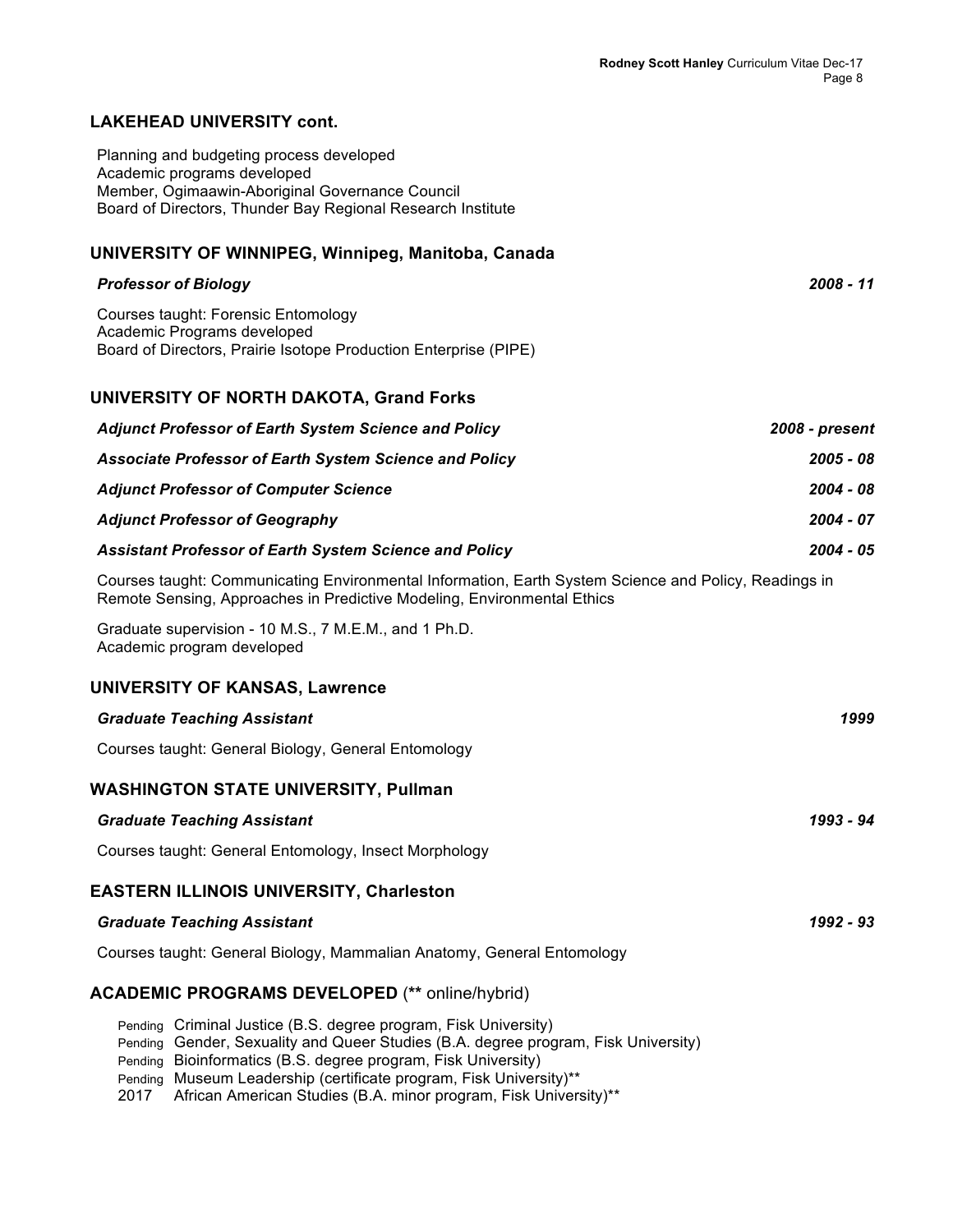## LAKEHEAD UNIVERSITY cont.

Planning and budgeting process developed
Academic programs developed
Member, Ogimaawin-Aboriginal Governance Council
Board of Directors, Thunder Bay Regional Research Institute

## UNIVERSITY OF WINNIPEG, Winnipeg, Manitoba, Canada

***Professor of Biology*** — ***2008 - 11***

Courses taught: Forensic Entomology
Academic Programs developed
Board of Directors, Prairie Isotope Production Enterprise (PIPE)

## UNIVERSITY OF NORTH DAKOTA, Grand Forks

***Adjunct Professor of Earth System Science and Policy*** — ***2008 - present***

***Associate Professor of Earth System Science and Policy*** — ***2005 - 08***

***Adjunct Professor of Computer Science*** — ***2004 - 08***

***Adjunct Professor of Geography*** — ***2004 - 07***

***Assistant Professor of Earth System Science and Policy*** — ***2004 - 05***

Courses taught: Communicating Environmental Information, Earth System Science and Policy, Readings in Remote Sensing, Approaches in Predictive Modeling, Environmental Ethics

Graduate supervision - 10 M.S., 7 M.E.M., and 1 Ph.D.
Academic program developed

## UNIVERSITY OF KANSAS, Lawrence

***Graduate Teaching Assistant*** — ***1999***

Courses taught: General Biology, General Entomology

## WASHINGTON STATE UNIVERSITY, Pullman

***Graduate Teaching Assistant*** — ***1993 - 94***

Courses taught: General Entomology, Insect Morphology

## EASTERN ILLINOIS UNIVERSITY, Charleston

***Graduate Teaching Assistant*** — ***1992 - 93***

Courses taught: General Biology, Mammalian Anatomy, General Entomology

## ACADEMIC PROGRAMS DEVELOPED (** online/hybrid)

- Pending Criminal Justice (B.S. degree program, Fisk University)
- Pending Gender, Sexuality and Queer Studies (B.A. degree program, Fisk University)
- Pending Bioinformatics (B.S. degree program, Fisk University)
- Pending Museum Leadership (certificate program, Fisk University)**
- 2017 African American Studies (B.A. minor program, Fisk University)**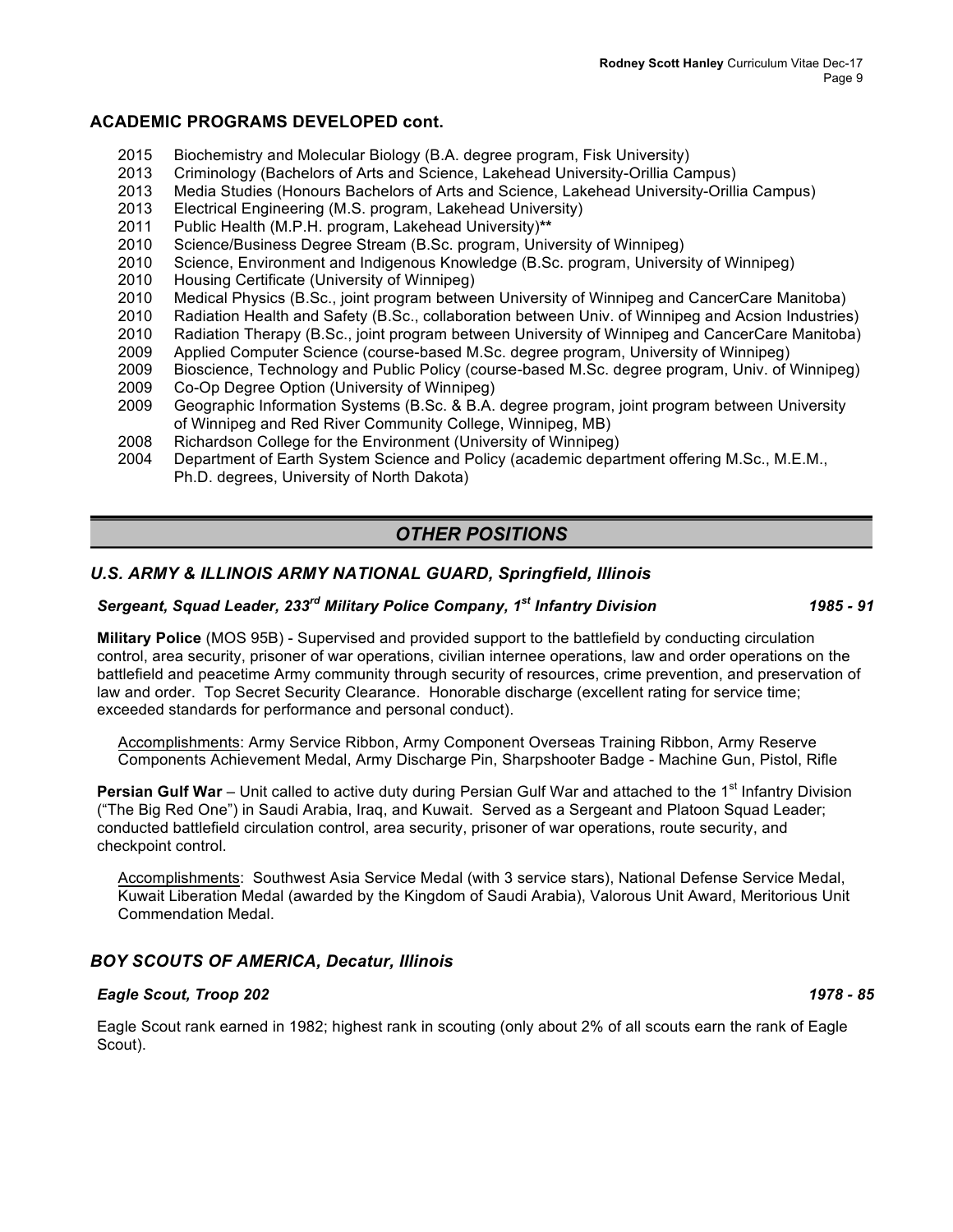## ACADEMIC PROGRAMS DEVELOPED cont.

- 2015 Biochemistry and Molecular Biology (B.A. degree program, Fisk University)
- 2013 Criminology (Bachelors of Arts and Science, Lakehead University-Orillia Campus)
- 2013 Media Studies (Honours Bachelors of Arts and Science, Lakehead University-Orillia Campus)
- 2013 Electrical Engineering (M.S. program, Lakehead University)
- 2011 Public Health (M.P.H. program, Lakehead University)**
- 2010 Science/Business Degree Stream (B.Sc. program, University of Winnipeg)
- 2010 Science, Environment and Indigenous Knowledge (B.Sc. program, University of Winnipeg)
- 2010 Housing Certificate (University of Winnipeg)
- 2010 Medical Physics (B.Sc., joint program between University of Winnipeg and CancerCare Manitoba)
- 2010 Radiation Health and Safety (B.Sc., collaboration between Univ. of Winnipeg and Acsion Industries)
- 2010 Radiation Therapy (B.Sc., joint program between University of Winnipeg and CancerCare Manitoba)
- 2009 Applied Computer Science (course-based M.Sc. degree program, University of Winnipeg)
- 2009 Bioscience, Technology and Public Policy (course-based M.Sc. degree program, Univ. of Winnipeg)
- 2009 Co-Op Degree Option (University of Winnipeg)
- 2009 Geographic Information Systems (B.Sc. & B.A. degree program, joint program between University of Winnipeg and Red River Community College, Winnipeg, MB)
- 2008 Richardson College for the Environment (University of Winnipeg)
- 2004 Department of Earth System Science and Policy (academic department offering M.Sc., M.E.M., Ph.D. degrees, University of North Dakota)

## *OTHER POSITIONS*

### *U.S. ARMY & ILLINOIS ARMY NATIONAL GUARD, Springfield, Illinois*

#### *Sergeant, Squad Leader, 233rd Military Police Company, 1st Infantry Division* — *1985 - 91*

**Military Police** (MOS 95B) - Supervised and provided support to the battlefield by conducting circulation control, area security, prisoner of war operations, civilian internee operations, law and order operations on the battlefield and peacetime Army community through security of resources, crime prevention, and preservation of law and order. Top Secret Security Clearance. Honorable discharge (excellent rating for service time; exceeded standards for performance and personal conduct).

Accomplishments: Army Service Ribbon, Army Component Overseas Training Ribbon, Army Reserve Components Achievement Medal, Army Discharge Pin, Sharpshooter Badge - Machine Gun, Pistol, Rifle

**Persian Gulf War** – Unit called to active duty during Persian Gulf War and attached to the 1st Infantry Division ("The Big Red One") in Saudi Arabia, Iraq, and Kuwait. Served as a Sergeant and Platoon Squad Leader; conducted battlefield circulation control, area security, prisoner of war operations, route security, and checkpoint control.

Accomplishments: Southwest Asia Service Medal (with 3 service stars), National Defense Service Medal, Kuwait Liberation Medal (awarded by the Kingdom of Saudi Arabia), Valorous Unit Award, Meritorious Unit Commendation Medal.

### *BOY SCOUTS OF AMERICA, Decatur, Illinois*

#### *Eagle Scout, Troop 202* — *1978 - 85*

Eagle Scout rank earned in 1982; highest rank in scouting (only about 2% of all scouts earn the rank of Eagle Scout).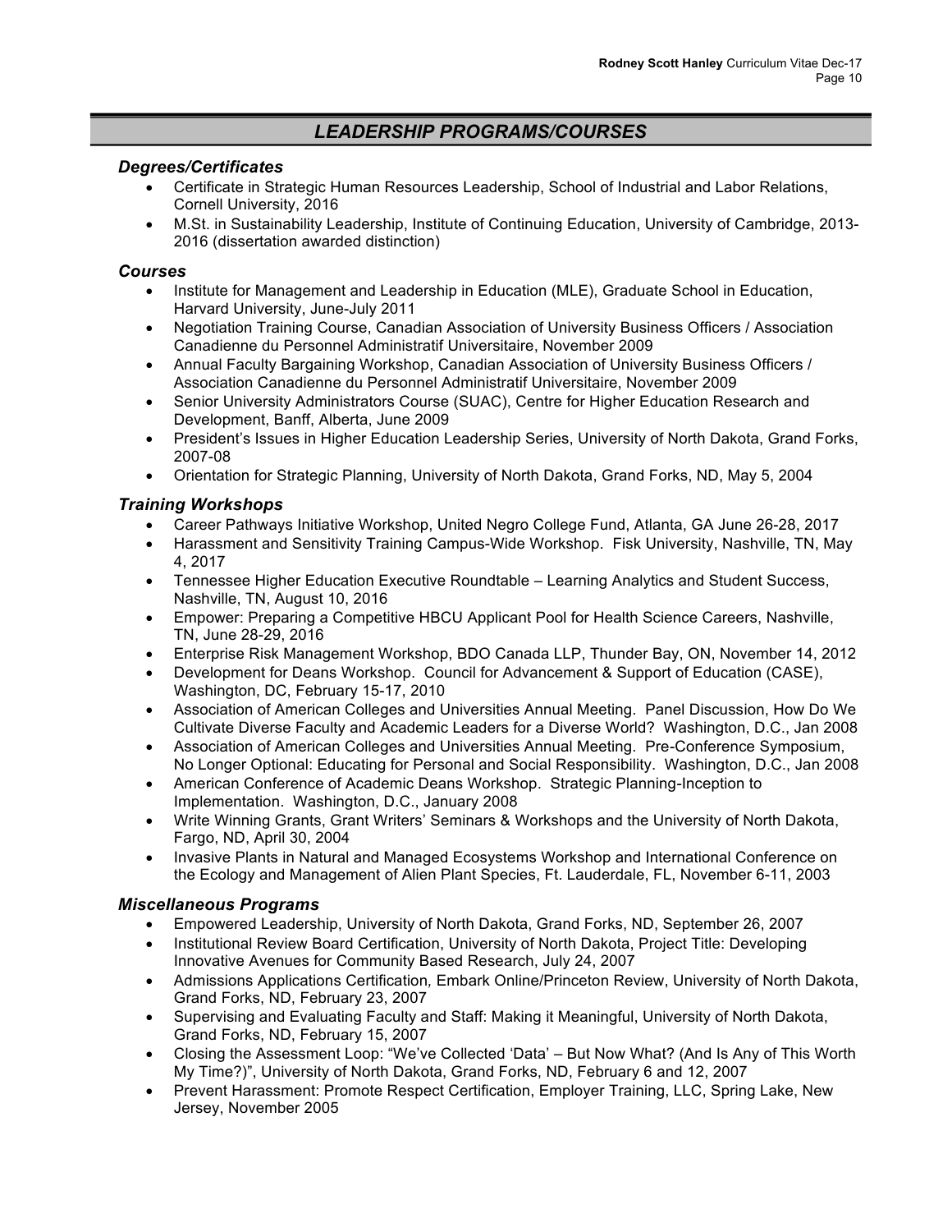## LEADERSHIP PROGRAMS/COURSES

### *Degrees/Certificates*

- Certificate in Strategic Human Resources Leadership, School of Industrial and Labor Relations, Cornell University, 2016
- M.St. in Sustainability Leadership, Institute of Continuing Education, University of Cambridge, 2013-2016 (dissertation awarded distinction)

### *Courses*

- Institute for Management and Leadership in Education (MLE), Graduate School in Education, Harvard University, June-July 2011
- Negotiation Training Course, Canadian Association of University Business Officers / Association Canadienne du Personnel Administratif Universitaire, November 2009
- Annual Faculty Bargaining Workshop, Canadian Association of University Business Officers / Association Canadienne du Personnel Administratif Universitaire, November 2009
- Senior University Administrators Course (SUAC), Centre for Higher Education Research and Development, Banff, Alberta, June 2009
- President's Issues in Higher Education Leadership Series, University of North Dakota, Grand Forks, 2007-08
- Orientation for Strategic Planning, University of North Dakota, Grand Forks, ND, May 5, 2004

### *Training Workshops*

- Career Pathways Initiative Workshop, United Negro College Fund, Atlanta, GA June 26-28, 2017
- Harassment and Sensitivity Training Campus-Wide Workshop. Fisk University, Nashville, TN, May 4, 2017
- Tennessee Higher Education Executive Roundtable – Learning Analytics and Student Success, Nashville, TN, August 10, 2016
- Empower: Preparing a Competitive HBCU Applicant Pool for Health Science Careers, Nashville, TN, June 28-29, 2016
- Enterprise Risk Management Workshop, BDO Canada LLP, Thunder Bay, ON, November 14, 2012
- Development for Deans Workshop. Council for Advancement & Support of Education (CASE), Washington, DC, February 15-17, 2010
- Association of American Colleges and Universities Annual Meeting. Panel Discussion, How Do We Cultivate Diverse Faculty and Academic Leaders for a Diverse World? Washington, D.C., Jan 2008
- Association of American Colleges and Universities Annual Meeting. Pre-Conference Symposium, No Longer Optional: Educating for Personal and Social Responsibility. Washington, D.C., Jan 2008
- American Conference of Academic Deans Workshop. Strategic Planning-Inception to Implementation. Washington, D.C., January 2008
- Write Winning Grants, Grant Writers' Seminars & Workshops and the University of North Dakota, Fargo, ND, April 30, 2004
- Invasive Plants in Natural and Managed Ecosystems Workshop and International Conference on the Ecology and Management of Alien Plant Species, Ft. Lauderdale, FL, November 6-11, 2003

### *Miscellaneous Programs*

- Empowered Leadership, University of North Dakota, Grand Forks, ND, September 26, 2007
- Institutional Review Board Certification, University of North Dakota, Project Title: Developing Innovative Avenues for Community Based Research, July 24, 2007
- Admissions Applications Certification*,* Embark Online/Princeton Review, University of North Dakota, Grand Forks, ND, February 23, 2007
- Supervising and Evaluating Faculty and Staff: Making it Meaningful, University of North Dakota, Grand Forks, ND, February 15, 2007
- Closing the Assessment Loop: "We've Collected 'Data' – But Now What? (And Is Any of This Worth My Time?)", University of North Dakota, Grand Forks, ND, February 6 and 12, 2007
- Prevent Harassment: Promote Respect Certification, Employer Training, LLC, Spring Lake, New Jersey, November 2005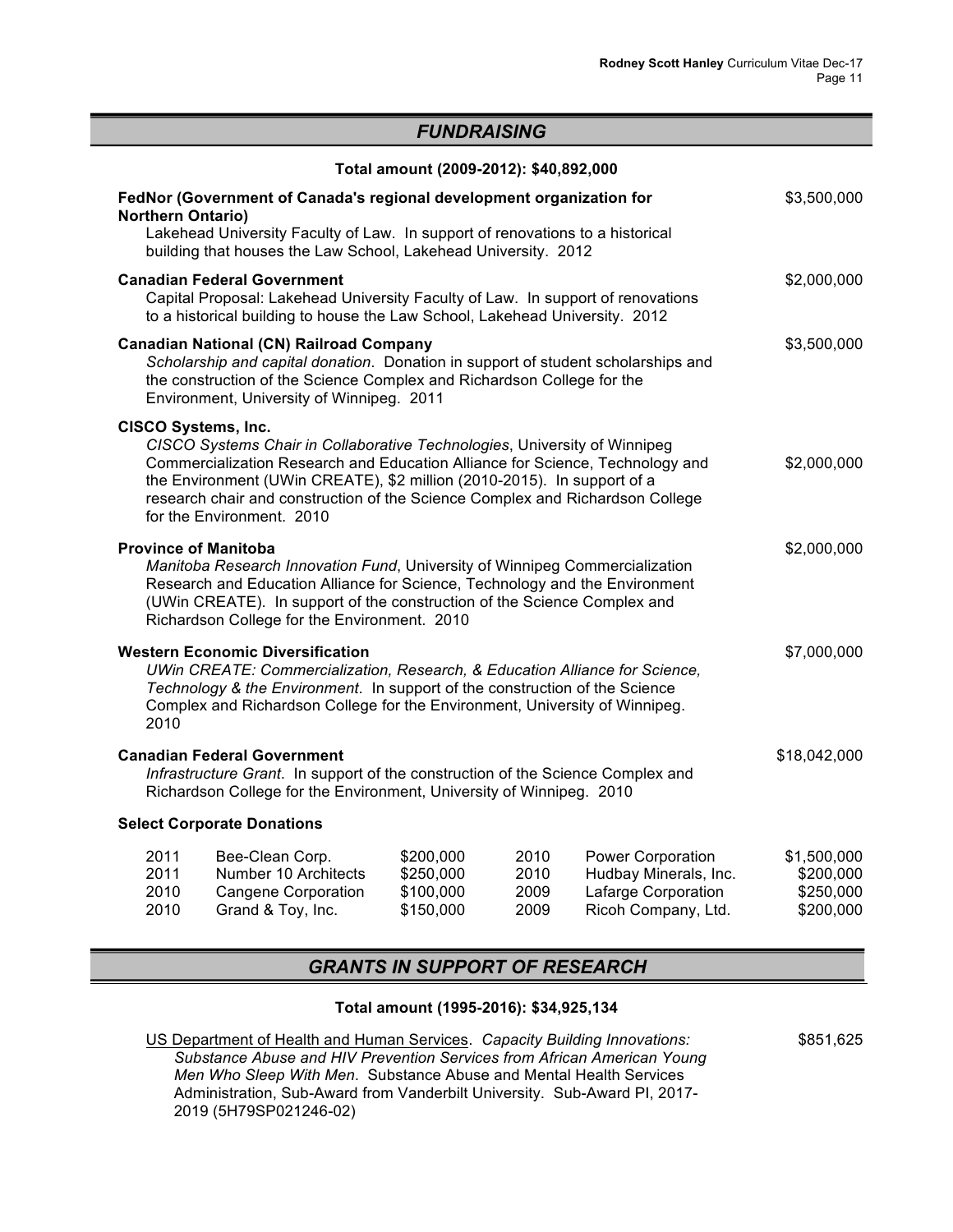## *FUNDRAISING*

**Total amount (2009-2012): $40,892,000**

**FedNor (Government of Canada's regional development organization for Northern Ontario)** — $3,500,000
Lakehead University Faculty of Law. In support of renovations to a historical building that houses the Law School, Lakehead University. 2012

**Canadian Federal Government** — $2,000,000
Capital Proposal: Lakehead University Faculty of Law. In support of renovations to a historical building to house the Law School, Lakehead University. 2012

**Canadian National (CN) Railroad Company** — $3,500,000
*Scholarship and capital donation*. Donation in support of student scholarships and the construction of the Science Complex and Richardson College for the Environment, University of Winnipeg. 2011

**CISCO Systems, Inc.** — $2,000,000
*CISCO Systems Chair in Collaborative Technologies*, University of Winnipeg Commercialization Research and Education Alliance for Science, Technology and the Environment (UWin CREATE), $2 million (2010-2015). In support of a research chair and construction of the Science Complex and Richardson College for the Environment. 2010

**Province of Manitoba** — $2,000,000
*Manitoba Research Innovation Fund*, University of Winnipeg Commercialization Research and Education Alliance for Science, Technology and the Environment (UWin CREATE). In support of the construction of the Science Complex and Richardson College for the Environment. 2010

**Western Economic Diversification** — $7,000,000
*UWin CREATE: Commercialization, Research, & Education Alliance for Science, Technology & the Environment*. In support of the construction of the Science Complex and Richardson College for the Environment, University of Winnipeg. 2010

**Canadian Federal Government** — $18,042,000
*Infrastructure Grant*. In support of the construction of the Science Complex and Richardson College for the Environment, University of Winnipeg. 2010

**Select Corporate Donations**

| Year | Donor | Amount | Year | Donor | Amount |
|---|---|---|---|---|---|
| 2011 | Bee-Clean Corp. | $200,000 | 2010 | Power Corporation | $1,500,000 |
| 2011 | Number 10 Architects | $250,000 | 2010 | Hudbay Minerals, Inc. | $200,000 |
| 2010 | Cangene Corporation | $100,000 | 2009 | Lafarge Corporation | $250,000 |
| 2010 | Grand & Toy, Inc. | $150,000 | 2009 | Ricoh Company, Ltd. | $200,000 |

## *GRANTS IN SUPPORT OF RESEARCH*

**Total amount (1995-2016): $34,925,134**

US Department of Health and Human Services. *Capacity Building Innovations: Substance Abuse and HIV Prevention Services from African American Young Men Who Sleep With Men*. Substance Abuse and Mental Health Services Administration, Sub-Award from Vanderbilt University. Sub-Award PI, 2017-2019 (5H79SP021246-02) — $851,625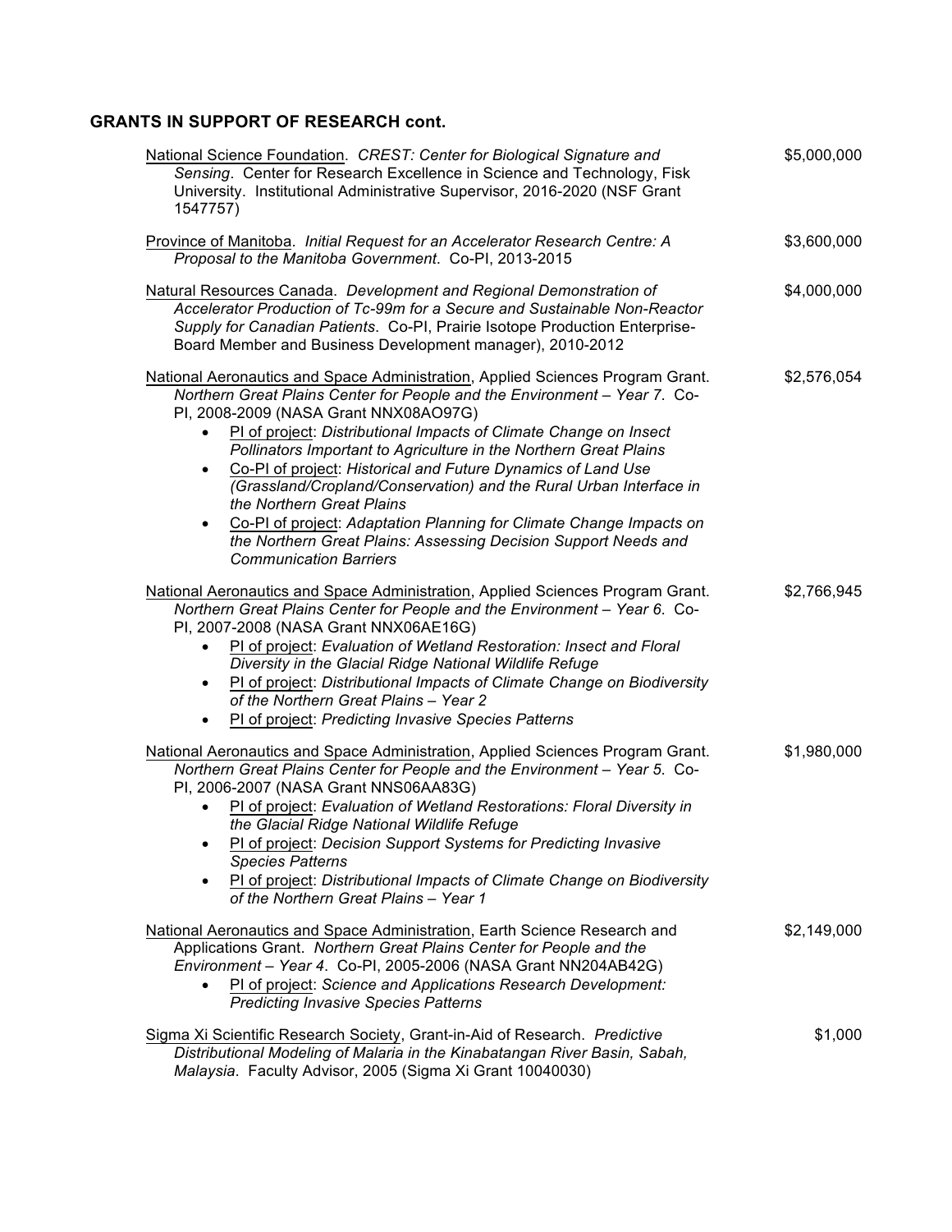## GRANTS IN SUPPORT OF RESEARCH cont.

<u>National Science Foundation</u>. *CREST: Center for Biological Signature and Sensing*. Center for Research Excellence in Science and Technology, Fisk University. Institutional Administrative Supervisor, 2016-2020 (NSF Grant 1547757) — $5,000,000

<u>Province of Manitoba</u>. *Initial Request for an Accelerator Research Centre: A Proposal to the Manitoba Government*. Co-PI, 2013-2015 — $3,600,000

<u>Natural Resources Canada</u>. *Development and Regional Demonstration of Accelerator Production of Tc-99m for a Secure and Sustainable Non-Reactor Supply for Canadian Patients*. Co-PI, Prairie Isotope Production Enterprise-Board Member and Business Development manager), 2010-2012 — $4,000,000

<u>National Aeronautics and Space Administration</u>, Applied Sciences Program Grant. *Northern Great Plains Center for People and the Environment – Year 7*. Co-PI, 2008-2009 (NASA Grant NNX08AO97G) — $2,576,054

- <u>PI of project</u>: *Distributional Impacts of Climate Change on Insect Pollinators Important to Agriculture in the Northern Great Plains*
- <u>Co-PI of project</u>: *Historical and Future Dynamics of Land Use (Grassland/Cropland/Conservation) and the Rural Urban Interface in the Northern Great Plains*
- <u>Co-PI of project</u>: *Adaptation Planning for Climate Change Impacts on the Northern Great Plains: Assessing Decision Support Needs and Communication Barriers*

<u>National Aeronautics and Space Administration</u>, Applied Sciences Program Grant. *Northern Great Plains Center for People and the Environment – Year 6*. Co-PI, 2007-2008 (NASA Grant NNX06AE16G) — $2,766,945

- <u>PI of project</u>: *Evaluation of Wetland Restoration: Insect and Floral Diversity in the Glacial Ridge National Wildlife Refuge*
- <u>PI of project</u>: *Distributional Impacts of Climate Change on Biodiversity of the Northern Great Plains – Year 2*
- <u>PI of project</u>: *Predicting Invasive Species Patterns*

<u>National Aeronautics and Space Administration</u>, Applied Sciences Program Grant. *Northern Great Plains Center for People and the Environment – Year 5*. Co-PI, 2006-2007 (NASA Grant NNS06AA83G) — $1,980,000

- <u>PI of project</u>: *Evaluation of Wetland Restorations: Floral Diversity in the Glacial Ridge National Wildlife Refuge*
- <u>PI of project</u>: *Decision Support Systems for Predicting Invasive Species Patterns*
- <u>PI of project</u>: *Distributional Impacts of Climate Change on Biodiversity of the Northern Great Plains – Year 1*

<u>National Aeronautics and Space Administration</u>, Earth Science Research and Applications Grant. *Northern Great Plains Center for People and the Environment – Year 4*. Co-PI, 2005-2006 (NASA Grant NN204AB42G) — $2,149,000

- <u>PI of project</u>: *Science and Applications Research Development: Predicting Invasive Species Patterns*

<u>Sigma Xi Scientific Research Society</u>, Grant-in-Aid of Research. *Predictive Distributional Modeling of Malaria in the Kinabatangan River Basin, Sabah, Malaysia*. Faculty Advisor, 2005 (Sigma Xi Grant 10040030) — $1,000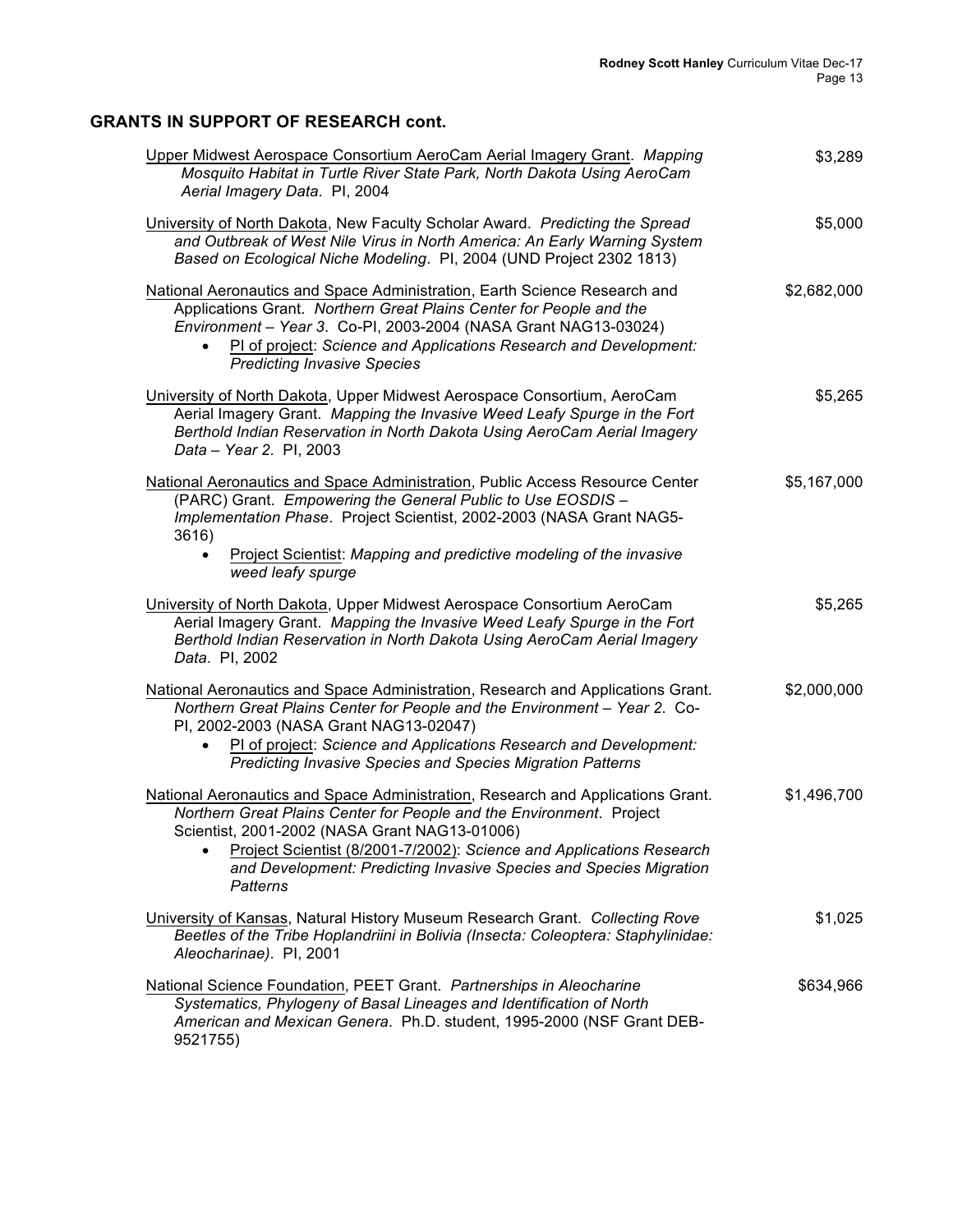## GRANTS IN SUPPORT OF RESEARCH cont.

Upper Midwest Aerospace Consortium AeroCam Aerial Imagery Grant. *Mapping Mosquito Habitat in Turtle River State Park, North Dakota Using AeroCam Aerial Imagery Data*. PI, 2004 — $3,289

University of North Dakota, New Faculty Scholar Award. *Predicting the Spread and Outbreak of West Nile Virus in North America: An Early Warning System Based on Ecological Niche Modeling*. PI, 2004 (UND Project 2302 1813) — $5,000

National Aeronautics and Space Administration, Earth Science Research and Applications Grant. *Northern Great Plains Center for People and the Environment – Year 3*. Co-PI, 2003-2004 (NASA Grant NAG13-03024) — $2,682,000

- PI of project: *Science and Applications Research and Development: Predicting Invasive Species*

University of North Dakota, Upper Midwest Aerospace Consortium, AeroCam Aerial Imagery Grant. *Mapping the Invasive Weed Leafy Spurge in the Fort Berthold Indian Reservation in North Dakota Using AeroCam Aerial Imagery Data – Year 2*. PI, 2003 — $5,265

National Aeronautics and Space Administration, Public Access Resource Center (PARC) Grant. *Empowering the General Public to Use EOSDIS – Implementation Phase*. Project Scientist, 2002-2003 (NASA Grant NAG5-3616) — $5,167,000

- Project Scientist: *Mapping and predictive modeling of the invasive weed leafy spurge*

University of North Dakota, Upper Midwest Aerospace Consortium AeroCam Aerial Imagery Grant. *Mapping the Invasive Weed Leafy Spurge in the Fort Berthold Indian Reservation in North Dakota Using AeroCam Aerial Imagery Data*. PI, 2002 — $5,265

National Aeronautics and Space Administration, Research and Applications Grant. *Northern Great Plains Center for People and the Environment – Year 2*. Co-PI, 2002-2003 (NASA Grant NAG13-02047) — $2,000,000

- PI of project: *Science and Applications Research and Development: Predicting Invasive Species and Species Migration Patterns*

National Aeronautics and Space Administration, Research and Applications Grant. *Northern Great Plains Center for People and the Environment*. Project Scientist, 2001-2002 (NASA Grant NAG13-01006) — $1,496,700

- Project Scientist (8/2001-7/2002): *Science and Applications Research and Development: Predicting Invasive Species and Species Migration Patterns*

University of Kansas, Natural History Museum Research Grant. *Collecting Rove Beetles of the Tribe Hoplandriini in Bolivia (Insecta: Coleoptera: Staphylinidae: Aleocharinae)*. PI, 2001 — $1,025

National Science Foundation, PEET Grant. *Partnerships in Aleocharine Systematics, Phylogeny of Basal Lineages and Identification of North American and Mexican Genera*. Ph.D. student, 1995-2000 (NSF Grant DEB-9521755) — $634,966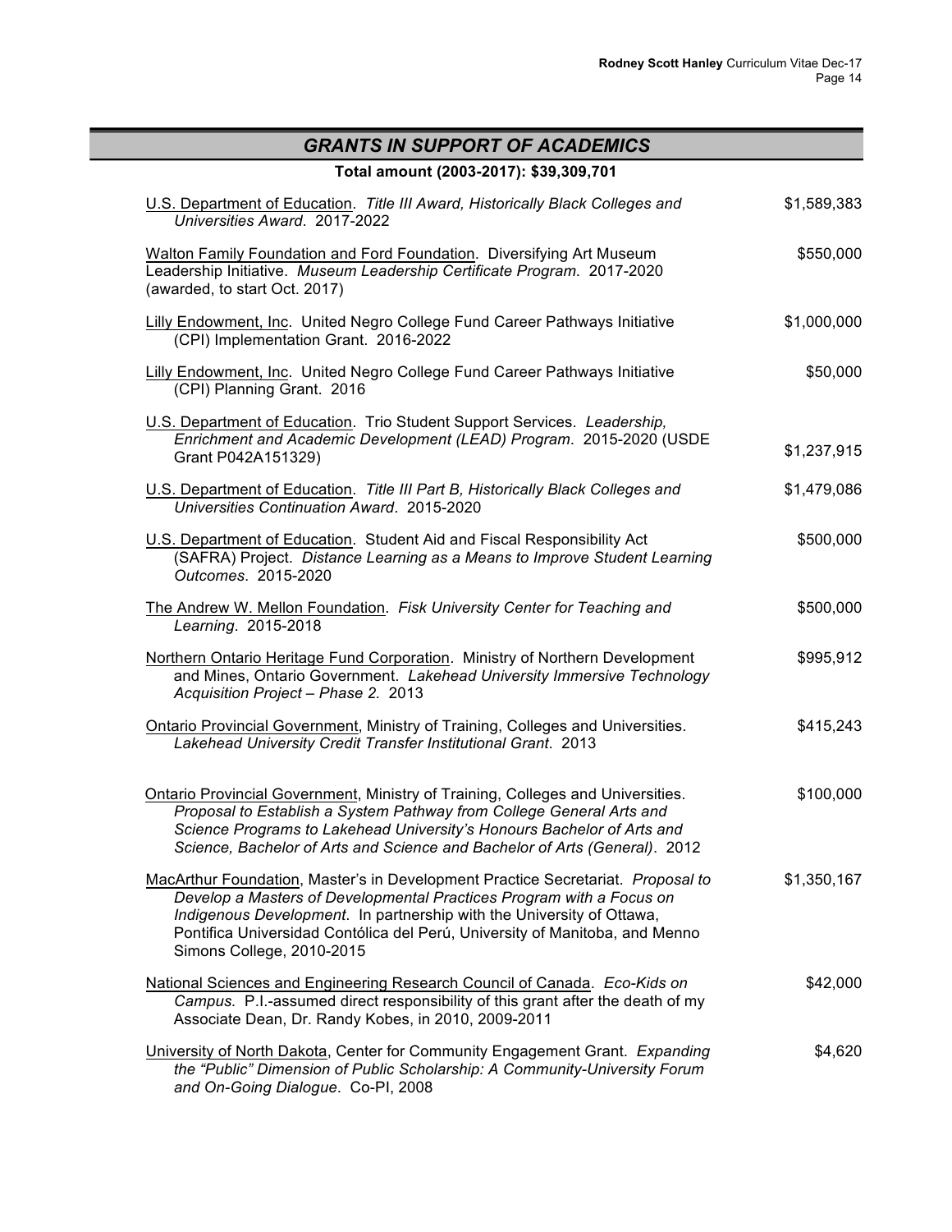## *GRANTS IN SUPPORT OF ACADEMICS*

**Total amount (2003-2017): $39,309,701**

| | |
|---|---|
| U.S. Department of Education. *Title III Award, Historically Black Colleges and Universities Award*. 2017-2022 | $1,589,383 |
| Walton Family Foundation and Ford Foundation. Diversifying Art Museum Leadership Initiative. *Museum Leadership Certificate Program*. 2017-2020 (awarded, to start Oct. 2017) | $550,000 |
| Lilly Endowment, Inc. United Negro College Fund Career Pathways Initiative (CPI) Implementation Grant. 2016-2022 | $1,000,000 |
| Lilly Endowment, Inc. United Negro College Fund Career Pathways Initiative (CPI) Planning Grant. 2016 | $50,000 |
| U.S. Department of Education. Trio Student Support Services. *Leadership, Enrichment and Academic Development (LEAD) Program*. 2015-2020 (USDE Grant P042A151329) | $1,237,915 |
| U.S. Department of Education. *Title III Part B, Historically Black Colleges and Universities Continuation Award*. 2015-2020 | $1,479,086 |
| U.S. Department of Education. Student Aid and Fiscal Responsibility Act (SAFRA) Project. *Distance Learning as a Means to Improve Student Learning Outcomes*. 2015-2020 | $500,000 |
| The Andrew W. Mellon Foundation. *Fisk University Center for Teaching and Learning*. 2015-2018 | $500,000 |
| Northern Ontario Heritage Fund Corporation. Ministry of Northern Development and Mines, Ontario Government. *Lakehead University Immersive Technology Acquisition Project – Phase 2.* 2013 | $995,912 |
| Ontario Provincial Government, Ministry of Training, Colleges and Universities. *Lakehead University Credit Transfer Institutional Grant*. 2013 | $415,243 |
| Ontario Provincial Government, Ministry of Training, Colleges and Universities. *Proposal to Establish a System Pathway from College General Arts and Science Programs to Lakehead University's Honours Bachelor of Arts and Science, Bachelor of Arts and Science and Bachelor of Arts (General)*. 2012 | $100,000 |
| MacArthur Foundation, Master's in Development Practice Secretariat. *Proposal to Develop a Masters of Developmental Practices Program with a Focus on Indigenous Development*. In partnership with the University of Ottawa, Pontifica Universidad Contólica del Perú, University of Manitoba, and Menno Simons College, 2010-2015 | $1,350,167 |
| National Sciences and Engineering Research Council of Canada. *Eco-Kids on Campus.* P.I.-assumed direct responsibility of this grant after the death of my Associate Dean, Dr. Randy Kobes, in 2010, 2009-2011 | $42,000 |
| University of North Dakota, Center for Community Engagement Grant. *Expanding the "Public" Dimension of Public Scholarship: A Community-University Forum and On-Going Dialogue*. Co-PI, 2008 | $4,620 |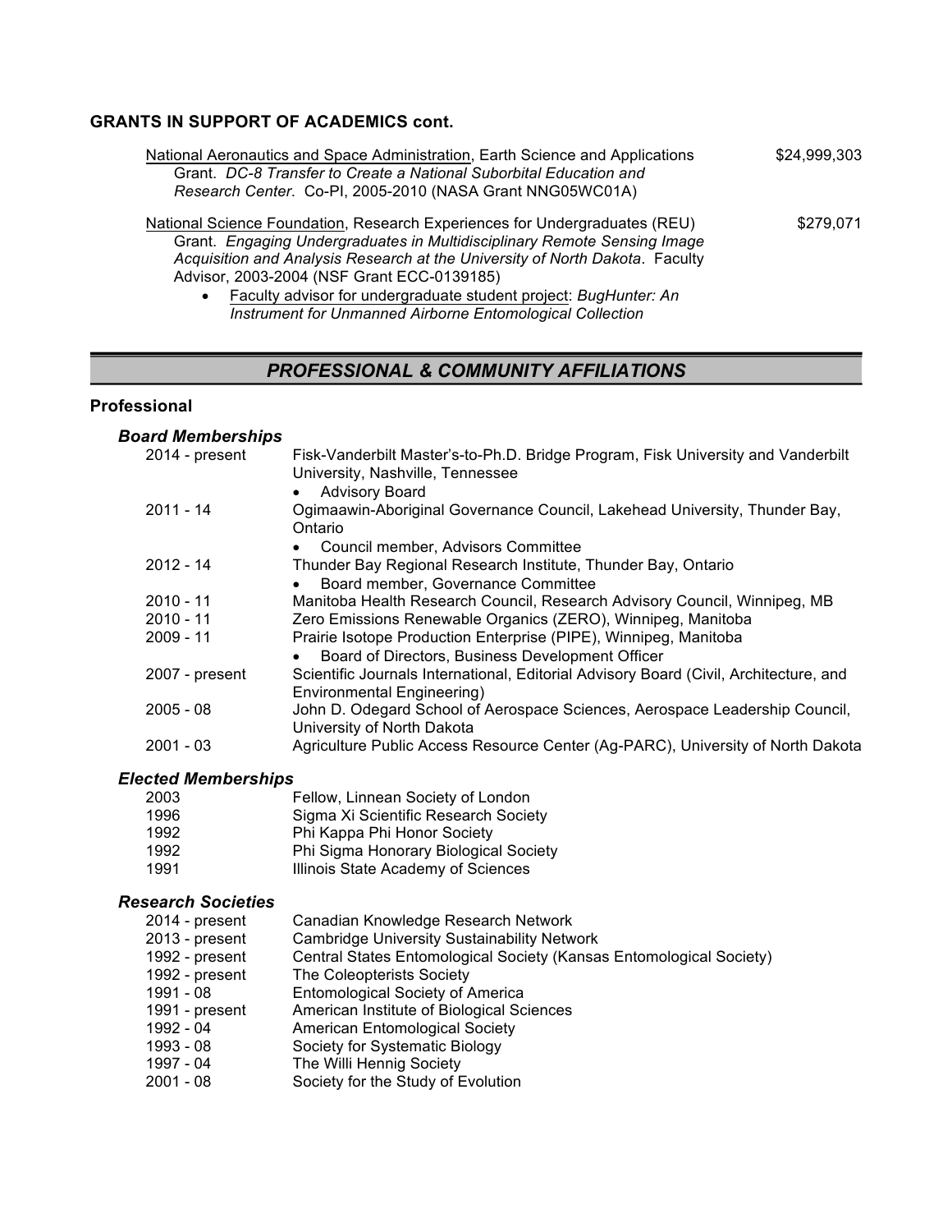### GRANTS IN SUPPORT OF ACADEMICS cont.

National Aeronautics and Space Administration, Earth Science and Applications Grant. *DC-8 Transfer to Create a National Suborbital Education and Research Center*. Co-PI, 2005-2010 (NASA Grant NNG05WC01A) — $24,999,303

National Science Foundation, Research Experiences for Undergraduates (REU) Grant. *Engaging Undergraduates in Multidisciplinary Remote Sensing Image Acquisition and Analysis Research at the University of North Dakota*. Faculty Advisor, 2003-2004 (NSF Grant ECC-0139185) — $279,071

- Faculty advisor for undergraduate student project: *BugHunter: An Instrument for Unmanned Airborne Entomological Collection*

## *PROFESSIONAL & COMMUNITY AFFILIATIONS*

### Professional

#### *Board Memberships*

| | |
|---|---|
| 2014 - present | Fisk-Vanderbilt Master's-to-Ph.D. Bridge Program, Fisk University and Vanderbilt University, Nashville, Tennessee<br>• Advisory Board |
| 2011 - 14 | Ogimaawin-Aboriginal Governance Council, Lakehead University, Thunder Bay, Ontario<br>• Council member, Advisors Committee |
| 2012 - 14 | Thunder Bay Regional Research Institute, Thunder Bay, Ontario<br>• Board member, Governance Committee |
| 2010 - 11 | Manitoba Health Research Council, Research Advisory Council, Winnipeg, MB |
| 2010 - 11 | Zero Emissions Renewable Organics (ZERO), Winnipeg, Manitoba |
| 2009 - 11 | Prairie Isotope Production Enterprise (PIPE), Winnipeg, Manitoba<br>• Board of Directors, Business Development Officer |
| 2007 - present | Scientific Journals International, Editorial Advisory Board (Civil, Architecture, and Environmental Engineering) |
| 2005 - 08 | John D. Odegard School of Aerospace Sciences, Aerospace Leadership Council, University of North Dakota |
| 2001 - 03 | Agriculture Public Access Resource Center (Ag-PARC), University of North Dakota |

#### *Elected Memberships*

| | |
|---|---|
| 2003 | Fellow, Linnean Society of London |
| 1996 | Sigma Xi Scientific Research Society |
| 1992 | Phi Kappa Phi Honor Society |
| 1992 | Phi Sigma Honorary Biological Society |
| 1991 | Illinois State Academy of Sciences |

#### *Research Societies*

| | |
|---|---|
| 2014 - present | Canadian Knowledge Research Network |
| 2013 - present | Cambridge University Sustainability Network |
| 1992 - present | Central States Entomological Society (Kansas Entomological Society) |
| 1992 - present | The Coleopterists Society |
| 1991 - 08 | Entomological Society of America |
| 1991 - present | American Institute of Biological Sciences |
| 1992 - 04 | American Entomological Society |
| 1993 - 08 | Society for Systematic Biology |
| 1997 - 04 | The Willi Hennig Society |
| 2001 - 08 | Society for the Study of Evolution |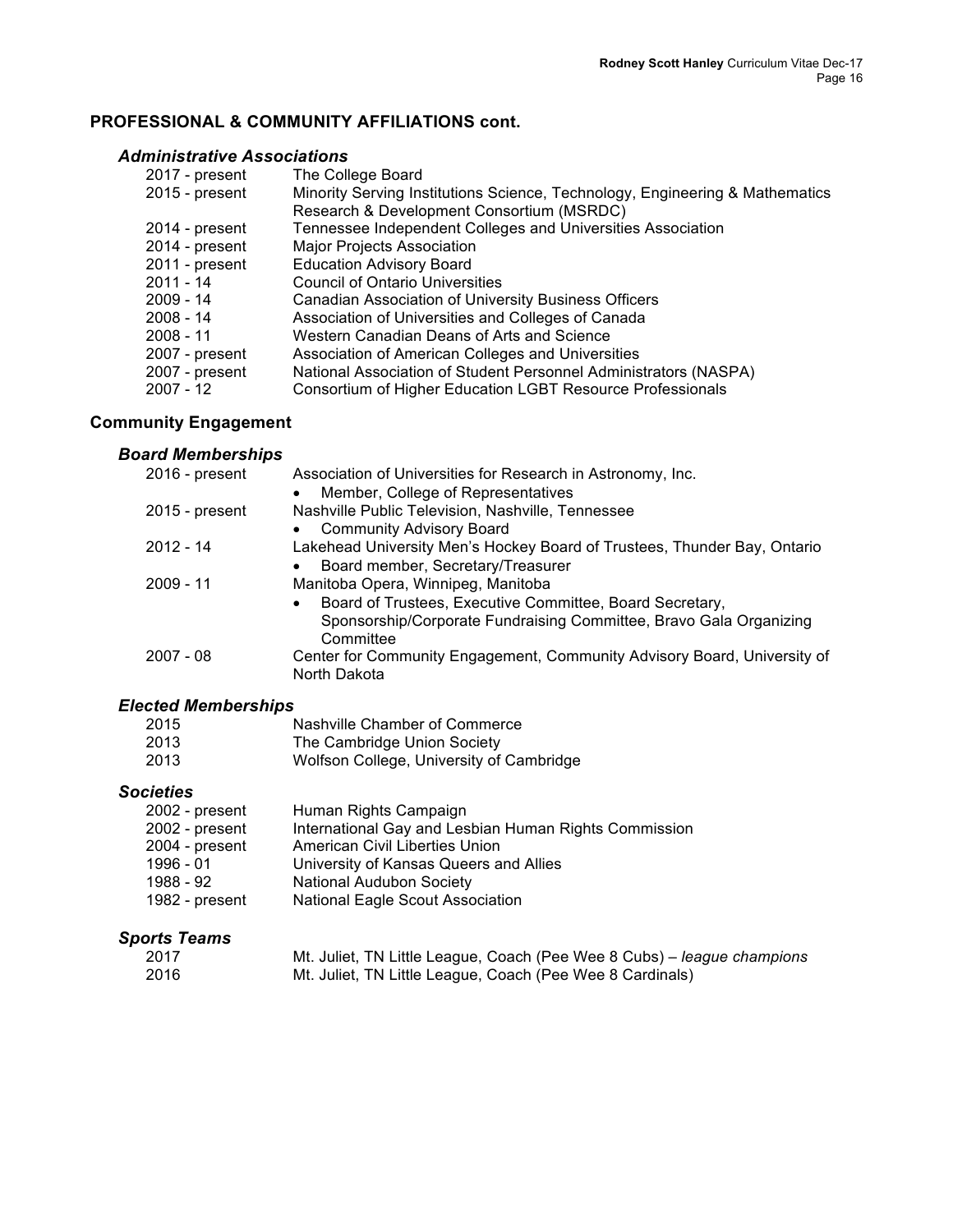## PROFESSIONAL & COMMUNITY AFFILIATIONS cont.

### *Administrative Associations*

| | |
|---|---|
| 2017 - present | The College Board |
| 2015 - present | Minority Serving Institutions Science, Technology, Engineering & Mathematics Research & Development Consortium (MSRDC) |
| 2014 - present | Tennessee Independent Colleges and Universities Association |
| 2014 - present | Major Projects Association |
| 2011 - present | Education Advisory Board |
| 2011 - 14 | Council of Ontario Universities |
| 2009 - 14 | Canadian Association of University Business Officers |
| 2008 - 14 | Association of Universities and Colleges of Canada |
| 2008 - 11 | Western Canadian Deans of Arts and Science |
| 2007 - present | Association of American Colleges and Universities |
| 2007 - present | National Association of Student Personnel Administrators (NASPA) |
| 2007 - 12 | Consortium of Higher Education LGBT Resource Professionals |

## Community Engagement

### *Board Memberships*

2016 - present — Association of Universities for Research in Astronomy, Inc.
- Member, College of Representatives

2015 - present — Nashville Public Television, Nashville, Tennessee
- Community Advisory Board

2012 - 14 — Lakehead University Men's Hockey Board of Trustees, Thunder Bay, Ontario
- Board member, Secretary/Treasurer

2009 - 11 — Manitoba Opera, Winnipeg, Manitoba
- Board of Trustees, Executive Committee, Board Secretary, Sponsorship/Corporate Fundraising Committee, Bravo Gala Organizing Committee

2007 - 08 — Center for Community Engagement, Community Advisory Board, University of North Dakota

### *Elected Memberships*

| | |
|---|---|
| 2015 | Nashville Chamber of Commerce |
| 2013 | The Cambridge Union Society |
| 2013 | Wolfson College, University of Cambridge |

### *Societies*

| | |
|---|---|
| 2002 - present | Human Rights Campaign |
| 2002 - present | International Gay and Lesbian Human Rights Commission |
| 2004 - present | American Civil Liberties Union |
| 1996 - 01 | University of Kansas Queers and Allies |
| 1988 - 92 | National Audubon Society |
| 1982 - present | National Eagle Scout Association |

### *Sports Teams*

| | |
|---|---|
| 2017 | Mt. Juliet, TN Little League, Coach (Pee Wee 8 Cubs) – *league champions* |
| 2016 | Mt. Juliet, TN Little League, Coach (Pee Wee 8 Cardinals) |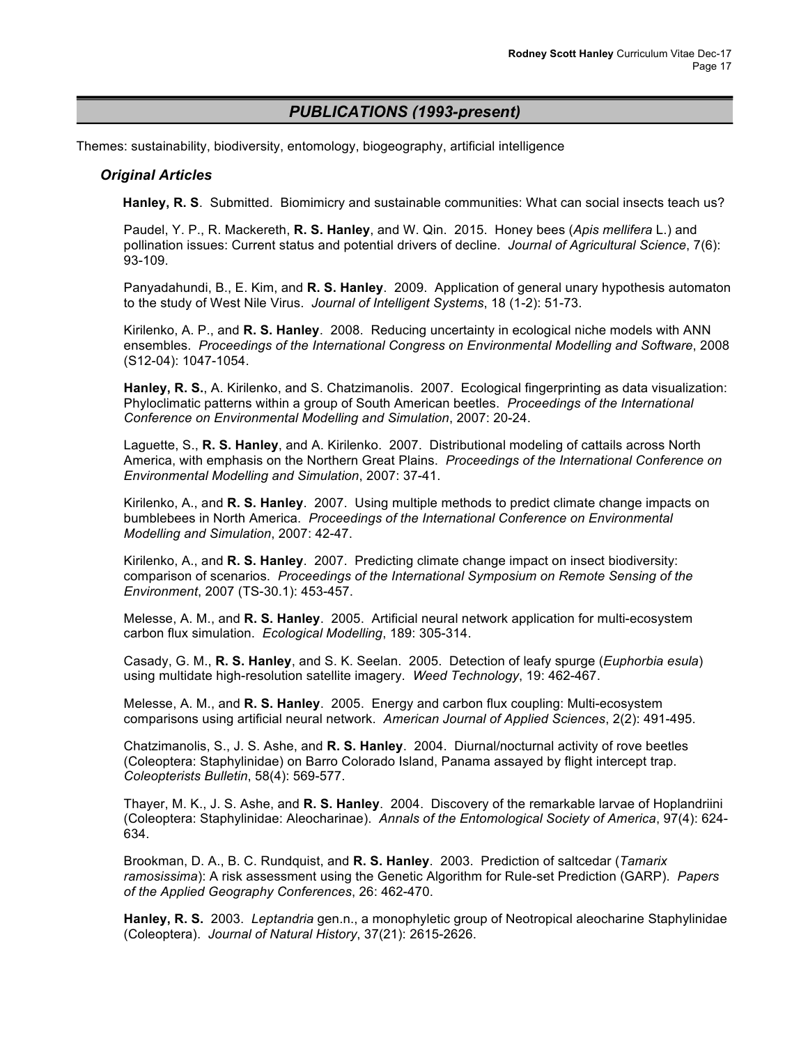## *PUBLICATIONS (1993-present)*

Themes: sustainability, biodiversity, entomology, biogeography, artificial intelligence

### *Original Articles*

**Hanley, R. S**. Submitted. Biomimicry and sustainable communities: What can social insects teach us?

Paudel, Y. P., R. Mackereth, **R. S. Hanley**, and W. Qin. 2015. Honey bees (*Apis mellifera* L.) and pollination issues: Current status and potential drivers of decline. *Journal of Agricultural Science*, 7(6): 93-109.

Panyadahundi, B., E. Kim, and **R. S. Hanley**. 2009. Application of general unary hypothesis automaton to the study of West Nile Virus. *Journal of Intelligent Systems*, 18 (1-2): 51-73.

Kirilenko, A. P., and **R. S. Hanley**. 2008. Reducing uncertainty in ecological niche models with ANN ensembles. *Proceedings of the International Congress on Environmental Modelling and Software*, 2008 (S12-04): 1047-1054.

**Hanley, R. S.**, A. Kirilenko, and S. Chatzimanolis. 2007. Ecological fingerprinting as data visualization: Phyloclimatic patterns within a group of South American beetles. *Proceedings of the International Conference on Environmental Modelling and Simulation*, 2007: 20-24.

Laguette, S., **R. S. Hanley**, and A. Kirilenko. 2007. Distributional modeling of cattails across North America, with emphasis on the Northern Great Plains. *Proceedings of the International Conference on Environmental Modelling and Simulation*, 2007: 37-41.

Kirilenko, A., and **R. S. Hanley**. 2007. Using multiple methods to predict climate change impacts on bumblebees in North America. *Proceedings of the International Conference on Environmental Modelling and Simulation*, 2007: 42-47.

Kirilenko, A., and **R. S. Hanley**. 2007. Predicting climate change impact on insect biodiversity: comparison of scenarios. *Proceedings of the International Symposium on Remote Sensing of the Environment*, 2007 (TS-30.1): 453-457.

Melesse, A. M., and **R. S. Hanley**. 2005. Artificial neural network application for multi-ecosystem carbon flux simulation. *Ecological Modelling*, 189: 305-314.

Casady, G. M., **R. S. Hanley**, and S. K. Seelan. 2005. Detection of leafy spurge (*Euphorbia esula*) using multidate high-resolution satellite imagery. *Weed Technology*, 19: 462-467.

Melesse, A. M., and **R. S. Hanley**. 2005. Energy and carbon flux coupling: Multi-ecosystem comparisons using artificial neural network. *American Journal of Applied Sciences*, 2(2): 491-495.

Chatzimanolis, S., J. S. Ashe, and **R. S. Hanley**. 2004. Diurnal/nocturnal activity of rove beetles (Coleoptera: Staphylinidae) on Barro Colorado Island, Panama assayed by flight intercept trap. *Coleopterists Bulletin*, 58(4): 569-577.

Thayer, M. K., J. S. Ashe, and **R. S. Hanley**. 2004. Discovery of the remarkable larvae of Hoplandriini (Coleoptera: Staphylinidae: Aleocharinae). *Annals of the Entomological Society of America*, 97(4): 624-634.

Brookman, D. A., B. C. Rundquist, and **R. S. Hanley**. 2003. Prediction of saltcedar (*Tamarix ramosissima*): A risk assessment using the Genetic Algorithm for Rule-set Prediction (GARP). *Papers of the Applied Geography Conferences*, 26: 462-470.

**Hanley, R. S.** 2003. *Leptandria* gen.n., a monophyletic group of Neotropical aleocharine Staphylinidae (Coleoptera). *Journal of Natural History*, 37(21): 2615-2626.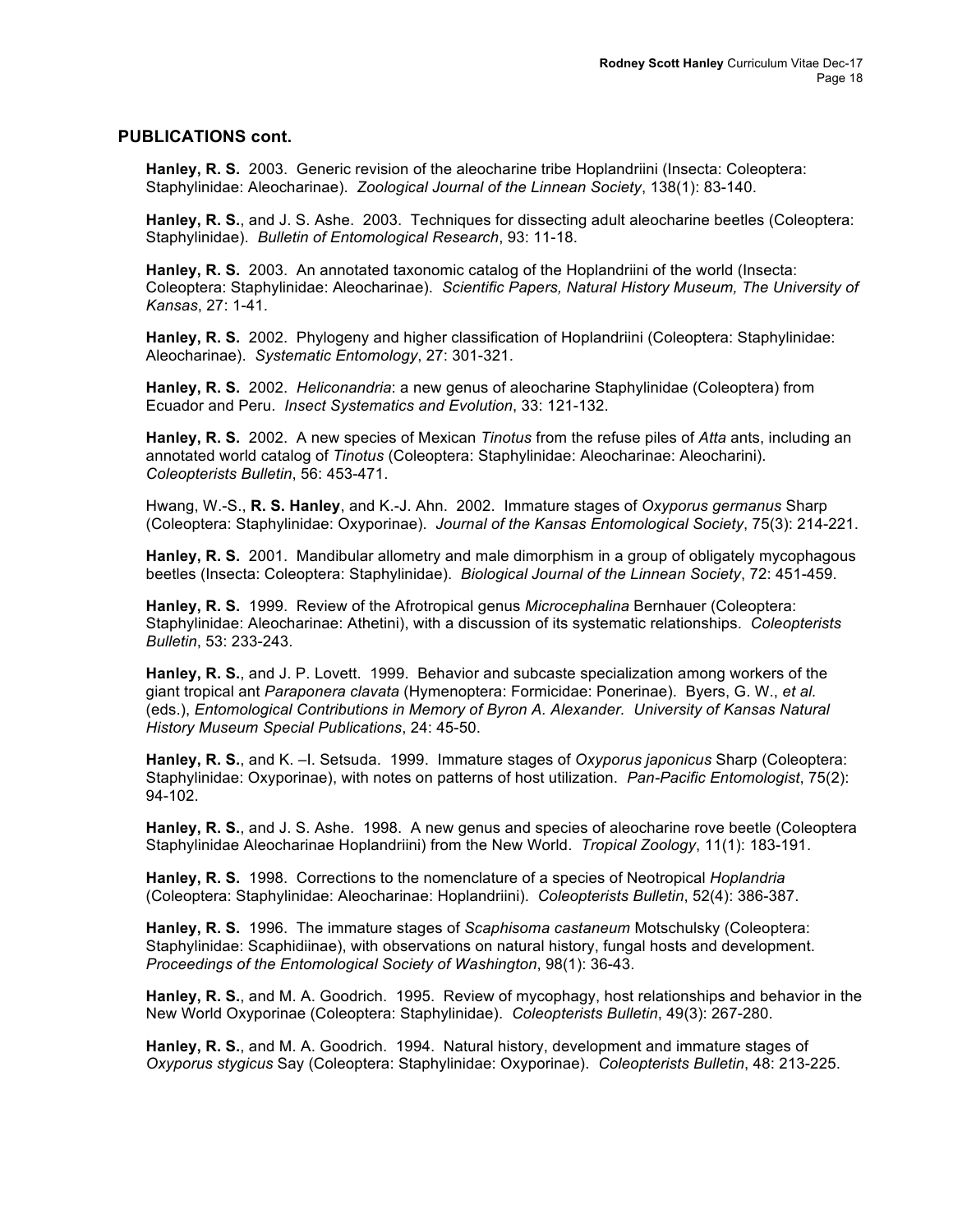## PUBLICATIONS cont.

**Hanley, R. S.** 2003. Generic revision of the aleocharine tribe Hoplandriini (Insecta: Coleoptera: Staphylinidae: Aleocharinae). *Zoological Journal of the Linnean Society*, 138(1): 83-140.

**Hanley, R. S.**, and J. S. Ashe. 2003. Techniques for dissecting adult aleocharine beetles (Coleoptera: Staphylinidae). *Bulletin of Entomological Research*, 93: 11-18.

**Hanley, R. S.** 2003. An annotated taxonomic catalog of the Hoplandriini of the world (Insecta: Coleoptera: Staphylinidae: Aleocharinae). *Scientific Papers, Natural History Museum, The University of Kansas*, 27: 1-41.

**Hanley, R. S.** 2002. Phylogeny and higher classification of Hoplandriini (Coleoptera: Staphylinidae: Aleocharinae). *Systematic Entomology*, 27: 301-321.

**Hanley, R. S.** 2002. *Heliconandria*: a new genus of aleocharine Staphylinidae (Coleoptera) from Ecuador and Peru. *Insect Systematics and Evolution*, 33: 121-132.

**Hanley, R. S.** 2002. A new species of Mexican *Tinotus* from the refuse piles of *Atta* ants, including an annotated world catalog of *Tinotus* (Coleoptera: Staphylinidae: Aleocharinae: Aleocharini). *Coleopterists Bulletin*, 56: 453-471.

Hwang, W.-S., **R. S. Hanley**, and K.-J. Ahn. 2002. Immature stages of *Oxyporus germanus* Sharp (Coleoptera: Staphylinidae: Oxyporinae). *Journal of the Kansas Entomological Society*, 75(3): 214-221.

**Hanley, R. S.** 2001. Mandibular allometry and male dimorphism in a group of obligately mycophagous beetles (Insecta: Coleoptera: Staphylinidae). *Biological Journal of the Linnean Society*, 72: 451-459.

**Hanley, R. S.** 1999. Review of the Afrotropical genus *Microcephalina* Bernhauer (Coleoptera: Staphylinidae: Aleocharinae: Athetini), with a discussion of its systematic relationships. *Coleopterists Bulletin*, 53: 233-243.

**Hanley, R. S.**, and J. P. Lovett. 1999. Behavior and subcaste specialization among workers of the giant tropical ant *Paraponera clavata* (Hymenoptera: Formicidae: Ponerinae). Byers, G. W., *et al.* (eds.), *Entomological Contributions in Memory of Byron A. Alexander. University of Kansas Natural History Museum Special Publications*, 24: 45-50.

**Hanley, R. S.**, and K. –I. Setsuda. 1999. Immature stages of *Oxyporus japonicus* Sharp (Coleoptera: Staphylinidae: Oxyporinae), with notes on patterns of host utilization. *Pan-Pacific Entomologist*, 75(2): 94-102.

**Hanley, R. S.**, and J. S. Ashe. 1998. A new genus and species of aleocharine rove beetle (Coleoptera Staphylinidae Aleocharinae Hoplandriini) from the New World. *Tropical Zoology*, 11(1): 183-191.

**Hanley, R. S.** 1998. Corrections to the nomenclature of a species of Neotropical *Hoplandria* (Coleoptera: Staphylinidae: Aleocharinae: Hoplandriini). *Coleopterists Bulletin*, 52(4): 386-387.

**Hanley, R. S.** 1996. The immature stages of *Scaphisoma castaneum* Motschulsky (Coleoptera: Staphylinidae: Scaphidiinae), with observations on natural history, fungal hosts and development. *Proceedings of the Entomological Society of Washington*, 98(1): 36-43.

**Hanley, R. S.**, and M. A. Goodrich. 1995. Review of mycophagy, host relationships and behavior in the New World Oxyporinae (Coleoptera: Staphylinidae). *Coleopterists Bulletin*, 49(3): 267-280.

**Hanley, R. S.**, and M. A. Goodrich. 1994. Natural history, development and immature stages of *Oxyporus stygicus* Say (Coleoptera: Staphylinidae: Oxyporinae). *Coleopterists Bulletin*, 48: 213-225.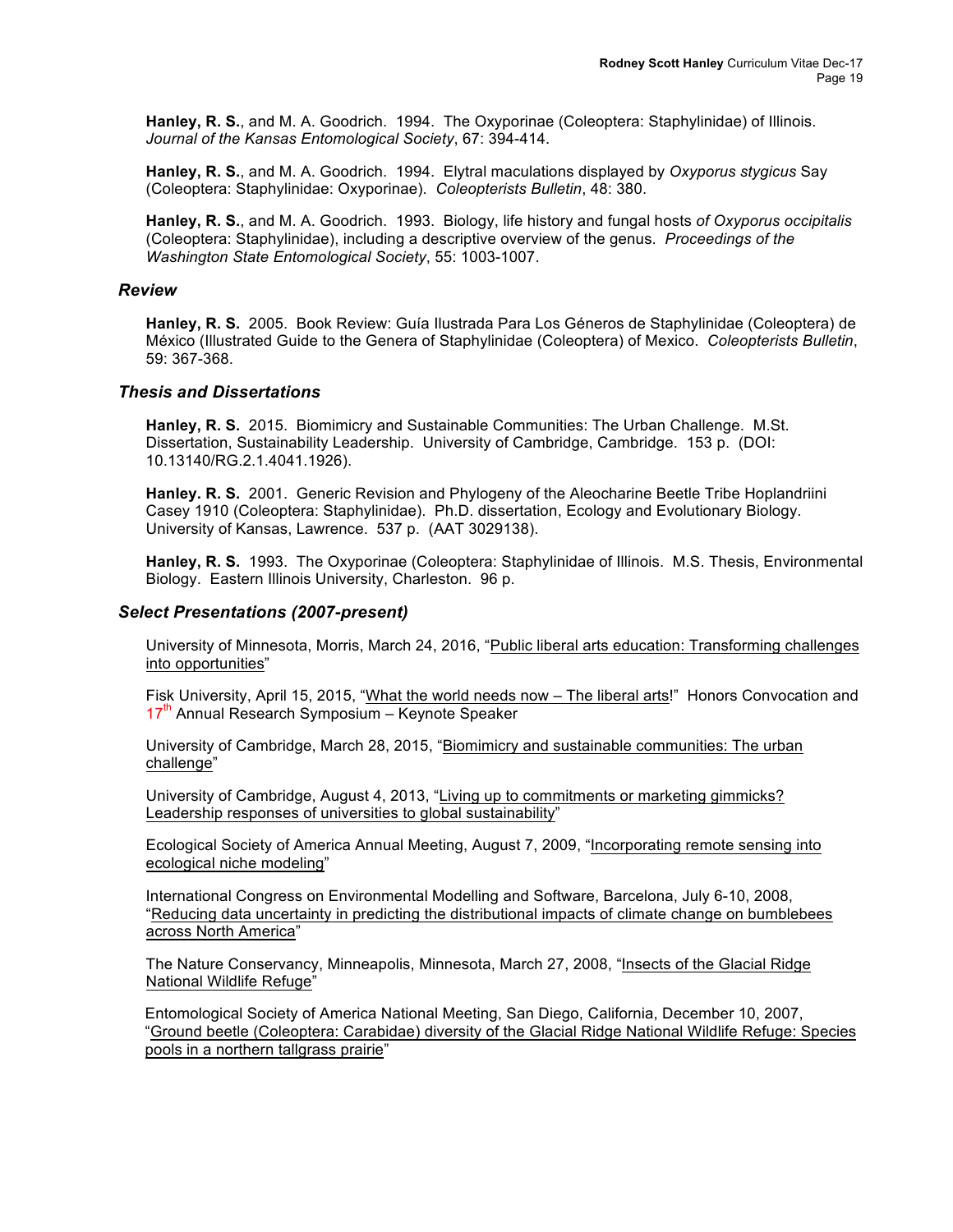**Hanley, R. S.**, and M. A. Goodrich. 1994. The Oxyporinae (Coleoptera: Staphylinidae) of Illinois. *Journal of the Kansas Entomological Society*, 67: 394-414.

**Hanley, R. S.**, and M. A. Goodrich. 1994. Elytral maculations displayed by *Oxyporus stygicus* Say (Coleoptera: Staphylinidae: Oxyporinae). *Coleopterists Bulletin*, 48: 380.

**Hanley, R. S.**, and M. A. Goodrich. 1993. Biology, life history and fungal hosts *of Oxyporus occipitalis* (Coleoptera: Staphylinidae), including a descriptive overview of the genus. *Proceedings of the Washington State Entomological Society*, 55: 1003-1007.

### *Review*

**Hanley, R. S.** 2005. Book Review: Guía Ilustrada Para Los Géneros de Staphylinidae (Coleoptera) de México (Illustrated Guide to the Genera of Staphylinidae (Coleoptera) of Mexico. *Coleopterists Bulletin*, 59: 367-368.

### *Thesis and Dissertations*

**Hanley, R. S.** 2015. Biomimicry and Sustainable Communities: The Urban Challenge. M.St. Dissertation, Sustainability Leadership. University of Cambridge, Cambridge. 153 p. (DOI: 10.13140/RG.2.1.4041.1926).

**Hanley. R. S.** 2001. Generic Revision and Phylogeny of the Aleocharine Beetle Tribe Hoplandriini Casey 1910 (Coleoptera: Staphylinidae). Ph.D. dissertation, Ecology and Evolutionary Biology. University of Kansas, Lawrence. 537 p. (AAT 3029138).

**Hanley, R. S.** 1993. The Oxyporinae (Coleoptera: Staphylinidae of Illinois. M.S. Thesis, Environmental Biology. Eastern Illinois University, Charleston. 96 p.

### *Select Presentations (2007-present)*

University of Minnesota, Morris, March 24, 2016, "Public liberal arts education: Transforming challenges into opportunities"

Fisk University, April 15, 2015, "What the world needs now – The liberal arts!" Honors Convocation and 17th Annual Research Symposium – Keynote Speaker

University of Cambridge, March 28, 2015, "Biomimicry and sustainable communities: The urban challenge"

University of Cambridge, August 4, 2013, "Living up to commitments or marketing gimmicks? Leadership responses of universities to global sustainability"

Ecological Society of America Annual Meeting, August 7, 2009, "Incorporating remote sensing into ecological niche modeling"

International Congress on Environmental Modelling and Software, Barcelona, July 6-10, 2008, "Reducing data uncertainty in predicting the distributional impacts of climate change on bumblebees across North America"

The Nature Conservancy, Minneapolis, Minnesota, March 27, 2008, "Insects of the Glacial Ridge National Wildlife Refuge"

Entomological Society of America National Meeting, San Diego, California, December 10, 2007, "Ground beetle (Coleoptera: Carabidae) diversity of the Glacial Ridge National Wildlife Refuge: Species pools in a northern tallgrass prairie"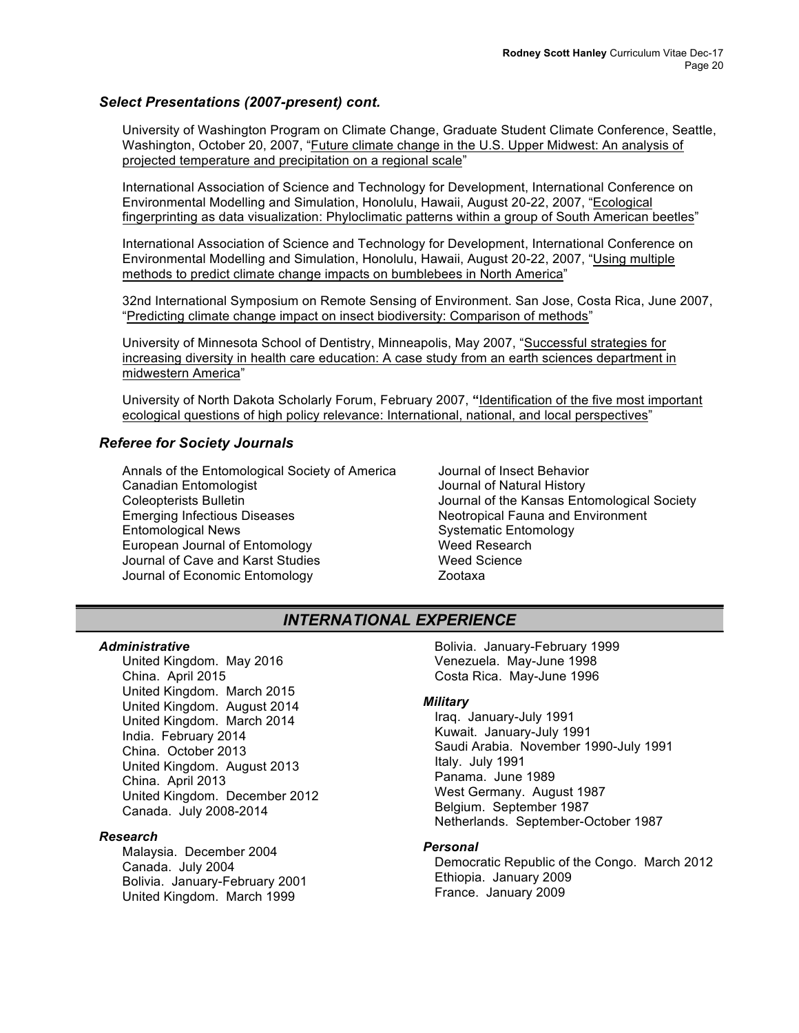### *Select Presentations (2007-present) cont.*

University of Washington Program on Climate Change, Graduate Student Climate Conference, Seattle, Washington, October 20, 2007, "Future climate change in the U.S. Upper Midwest: An analysis of projected temperature and precipitation on a regional scale"

International Association of Science and Technology for Development, International Conference on Environmental Modelling and Simulation, Honolulu, Hawaii, August 20-22, 2007, "Ecological fingerprinting as data visualization: Phyloclimatic patterns within a group of South American beetles"

International Association of Science and Technology for Development, International Conference on Environmental Modelling and Simulation, Honolulu, Hawaii, August 20-22, 2007, "Using multiple methods to predict climate change impacts on bumblebees in North America"

32nd International Symposium on Remote Sensing of Environment. San Jose, Costa Rica, June 2007, "Predicting climate change impact on insect biodiversity: Comparison of methods"

University of Minnesota School of Dentistry, Minneapolis, May 2007, "Successful strategies for increasing diversity in health care education: A case study from an earth sciences department in midwestern America"

University of North Dakota Scholarly Forum, February 2007, **"**Identification of the five most important ecological questions of high policy relevance: International, national, and local perspectives"

### *Referee for Society Journals*

Annals of the Entomological Society of America
Canadian Entomologist
Coleopterists Bulletin
Emerging Infectious Diseases
Entomological News
European Journal of Entomology
Journal of Cave and Karst Studies
Journal of Economic Entomology
Journal of Insect Behavior
Journal of Natural History
Journal of the Kansas Entomological Society
Neotropical Fauna and Environment
Systematic Entomology
Weed Research
Weed Science
Zootaxa

## *INTERNATIONAL EXPERIENCE*

#### *Administrative*

United Kingdom. May 2016
China. April 2015
United Kingdom. March 2015
United Kingdom. August 2014
United Kingdom. March 2014
India. February 2014
China. October 2013
United Kingdom. August 2013
China. April 2013
United Kingdom. December 2012
Canada. July 2008-2014

#### *Research*

Malaysia. December 2004
Canada. July 2004
Bolivia. January-February 2001
United Kingdom. March 1999
Bolivia. January-February 1999
Venezuela. May-June 1998
Costa Rica. May-June 1996

#### *Military*

Iraq. January-July 1991
Kuwait. January-July 1991
Saudi Arabia. November 1990-July 1991
Italy. July 1991
Panama. June 1989
West Germany. August 1987
Belgium. September 1987
Netherlands. September-October 1987

#### *Personal*

Democratic Republic of the Congo. March 2012
Ethiopia. January 2009
France. January 2009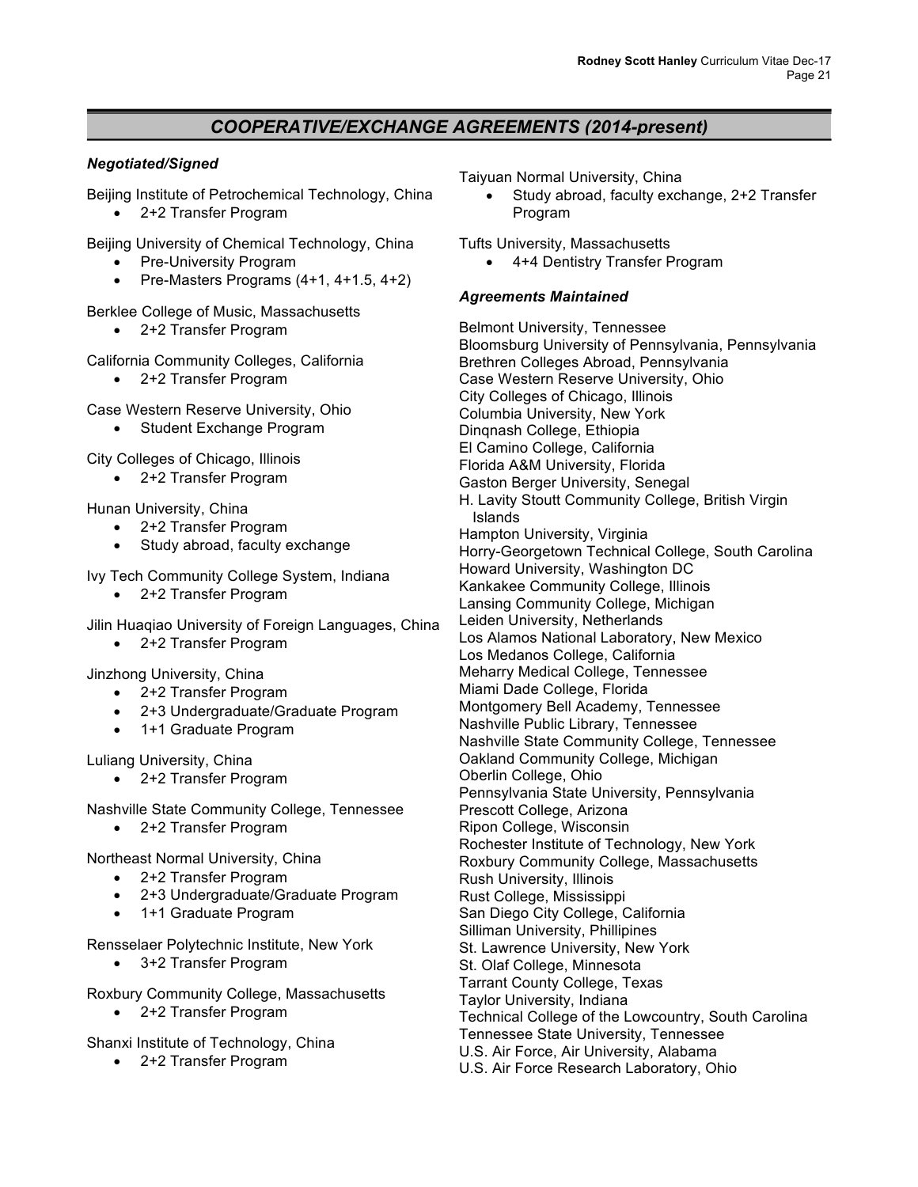## *COOPERATIVE/EXCHANGE AGREEMENTS (2014-present)*

### ***Negotiated/Signed***

Beijing Institute of Petrochemical Technology, China
- 2+2 Transfer Program

Beijing University of Chemical Technology, China
- Pre-University Program
- Pre-Masters Programs (4+1, 4+1.5, 4+2)

Berklee College of Music, Massachusetts
- 2+2 Transfer Program

California Community Colleges, California
- 2+2 Transfer Program

Case Western Reserve University, Ohio
- Student Exchange Program

City Colleges of Chicago, Illinois
- 2+2 Transfer Program

Hunan University, China
- 2+2 Transfer Program
- Study abroad, faculty exchange

Ivy Tech Community College System, Indiana
- 2+2 Transfer Program

Jilin Huaqiao University of Foreign Languages, China
- 2+2 Transfer Program

Jinzhong University, China
- 2+2 Transfer Program
- 2+3 Undergraduate/Graduate Program
- 1+1 Graduate Program

Luliang University, China
- 2+2 Transfer Program

Nashville State Community College, Tennessee
- 2+2 Transfer Program

Northeast Normal University, China
- 2+2 Transfer Program
- 2+3 Undergraduate/Graduate Program
- 1+1 Graduate Program

Rensselaer Polytechnic Institute, New York
- 3+2 Transfer Program

Roxbury Community College, Massachusetts
- 2+2 Transfer Program

Shanxi Institute of Technology, China
- 2+2 Transfer Program

Taiyuan Normal University, China
- Study abroad, faculty exchange, 2+2 Transfer Program

Tufts University, Massachusetts
- 4+4 Dentistry Transfer Program

### ***Agreements Maintained***

Belmont University, Tennessee
Bloomsburg University of Pennsylvania, Pennsylvania
Brethren Colleges Abroad, Pennsylvania
Case Western Reserve University, Ohio
City Colleges of Chicago, Illinois
Columbia University, New York
Dinqnash College, Ethiopia
El Camino College, California
Florida A&M University, Florida
Gaston Berger University, Senegal
H. Lavity Stoutt Community College, British Virgin Islands
Hampton University, Virginia
Horry-Georgetown Technical College, South Carolina
Howard University, Washington DC
Kankakee Community College, Illinois
Lansing Community College, Michigan
Leiden University, Netherlands
Los Alamos National Laboratory, New Mexico
Los Medanos College, California
Meharry Medical College, Tennessee
Miami Dade College, Florida
Montgomery Bell Academy, Tennessee
Nashville Public Library, Tennessee
Nashville State Community College, Tennessee
Oakland Community College, Michigan
Oberlin College, Ohio
Pennsylvania State University, Pennsylvania
Prescott College, Arizona
Ripon College, Wisconsin
Rochester Institute of Technology, New York
Roxbury Community College, Massachusetts
Rush University, Illinois
Rust College, Mississippi
San Diego City College, California
Silliman University, Phillipines
St. Lawrence University, New York
St. Olaf College, Minnesota
Tarrant County College, Texas
Taylor University, Indiana
Technical College of the Lowcountry, South Carolina
Tennessee State University, Tennessee
U.S. Air Force, Air University, Alabama
U.S. Air Force Research Laboratory, Ohio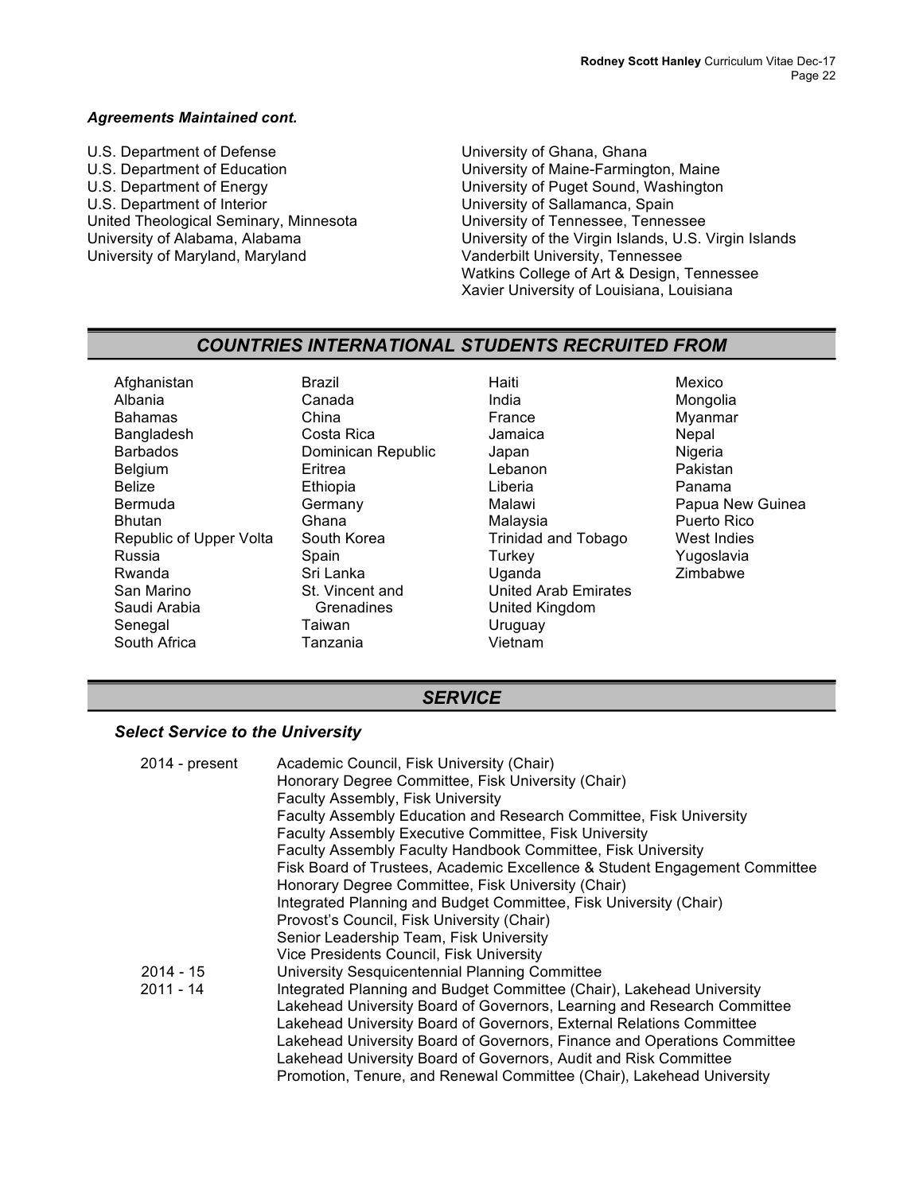***Agreements Maintained cont.***

U.S. Department of Defense
U.S. Department of Education
U.S. Department of Energy
U.S. Department of Interior
United Theological Seminary, Minnesota
University of Alabama, Alabama
University of Maryland, Maryland
University of Ghana, Ghana
University of Maine-Farmington, Maine
University of Puget Sound, Washington
University of Sallamanca, Spain
University of Tennessee, Tennessee
University of the Virgin Islands, U.S. Virgin Islands
Vanderbilt University, Tennessee
Watkins College of Art & Design, Tennessee
Xavier University of Louisiana, Louisiana

## *COUNTRIES INTERNATIONAL STUDENTS RECRUITED FROM*

Afghanistan
Albania
Bahamas
Bangladesh
Barbados
Belgium
Belize
Bermuda
Bhutan
Republic of Upper Volta
Russia
Rwanda
San Marino
Saudi Arabia
Senegal
South Africa
Brazil
Canada
China
Costa Rica
Dominican Republic
Eritrea
Ethiopia
Germany
Ghana
South Korea
Spain
Sri Lanka
St. Vincent and Grenadines
Taiwan
Tanzania
Haiti
India
France
Jamaica
Japan
Lebanon
Liberia
Malawi
Malaysia
Trinidad and Tobago
Turkey
Uganda
United Arab Emirates
United Kingdom
Uruguay
Vietnam
Mexico
Mongolia
Myanmar
Nepal
Nigeria
Pakistan
Panama
Papua New Guinea
Puerto Rico
West Indies
Yugoslavia
Zimbabwe

## *SERVICE*

### *Select Service to the University*

2014 - present
Academic Council, Fisk University (Chair)
Honorary Degree Committee, Fisk University (Chair)
Faculty Assembly, Fisk University
Faculty Assembly Education and Research Committee, Fisk University
Faculty Assembly Executive Committee, Fisk University
Faculty Assembly Faculty Handbook Committee, Fisk University
Fisk Board of Trustees, Academic Excellence & Student Engagement Committee
Honorary Degree Committee, Fisk University (Chair)
Integrated Planning and Budget Committee, Fisk University (Chair)
Provost's Council, Fisk University (Chair)
Senior Leadership Team, Fisk University
Vice Presidents Council, Fisk University

2014 - 15
University Sesquicentennial Planning Committee

2011 - 14
Integrated Planning and Budget Committee (Chair), Lakehead University
Lakehead University Board of Governors, Learning and Research Committee
Lakehead University Board of Governors, External Relations Committee
Lakehead University Board of Governors, Finance and Operations Committee
Lakehead University Board of Governors, Audit and Risk Committee
Promotion, Tenure, and Renewal Committee (Chair), Lakehead University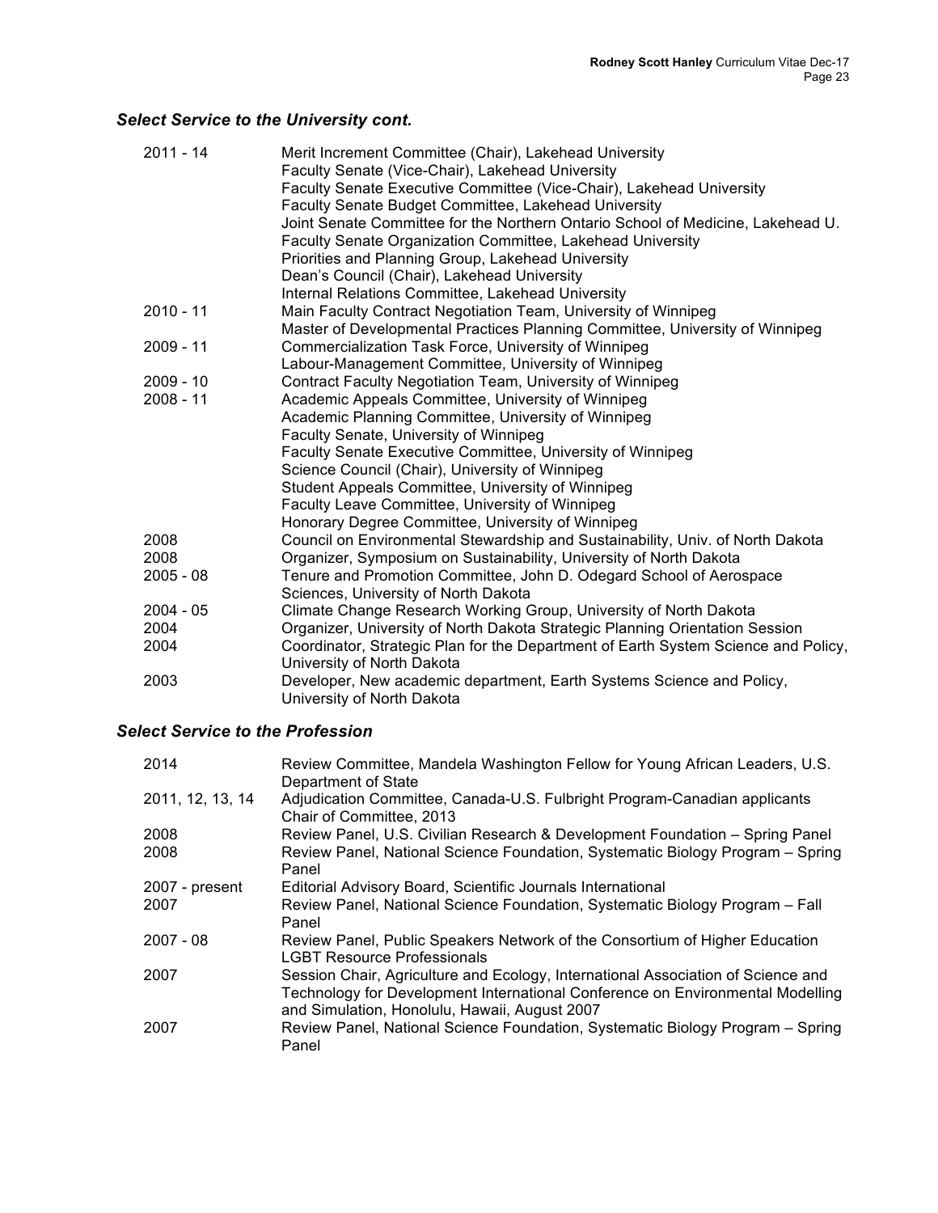### *Select Service to the University cont.*

| | |
|---|---|
| 2011 - 14 | Merit Increment Committee (Chair), Lakehead University<br>Faculty Senate (Vice-Chair), Lakehead University<br>Faculty Senate Executive Committee (Vice-Chair), Lakehead University<br>Faculty Senate Budget Committee, Lakehead University<br>Joint Senate Committee for the Northern Ontario School of Medicine, Lakehead U.<br>Faculty Senate Organization Committee, Lakehead University<br>Priorities and Planning Group, Lakehead University<br>Dean's Council (Chair), Lakehead University<br>Internal Relations Committee, Lakehead University |
| 2010 - 11 | Main Faculty Contract Negotiation Team, University of Winnipeg<br>Master of Developmental Practices Planning Committee, University of Winnipeg |
| 2009 - 11 | Commercialization Task Force, University of Winnipeg<br>Labour-Management Committee, University of Winnipeg |
| 2009 - 10 | Contract Faculty Negotiation Team, University of Winnipeg |
| 2008 - 11 | Academic Appeals Committee, University of Winnipeg<br>Academic Planning Committee, University of Winnipeg<br>Faculty Senate, University of Winnipeg<br>Faculty Senate Executive Committee, University of Winnipeg<br>Science Council (Chair), University of Winnipeg<br>Student Appeals Committee, University of Winnipeg<br>Faculty Leave Committee, University of Winnipeg<br>Honorary Degree Committee, University of Winnipeg |
| 2008 | Council on Environmental Stewardship and Sustainability, Univ. of North Dakota |
| 2008 | Organizer, Symposium on Sustainability, University of North Dakota |
| 2005 - 08 | Tenure and Promotion Committee, John D. Odegard School of Aerospace Sciences, University of North Dakota |
| 2004 - 05 | Climate Change Research Working Group, University of North Dakota |
| 2004 | Organizer, University of North Dakota Strategic Planning Orientation Session |
| 2004 | Coordinator, Strategic Plan for the Department of Earth System Science and Policy, University of North Dakota |
| 2003 | Developer, New academic department, Earth Systems Science and Policy, University of North Dakota |

### *Select Service to the Profession*

| | |
|---|---|
| 2014 | Review Committee, Mandela Washington Fellow for Young African Leaders, U.S. Department of State |
| 2011, 12, 13, 14 | Adjudication Committee, Canada-U.S. Fulbright Program-Canadian applicants<br>Chair of Committee, 2013 |
| 2008 | Review Panel, U.S. Civilian Research & Development Foundation – Spring Panel |
| 2008 | Review Panel, National Science Foundation, Systematic Biology Program – Spring Panel |
| 2007 - present | Editorial Advisory Board, Scientific Journals International |
| 2007 | Review Panel, National Science Foundation, Systematic Biology Program – Fall Panel |
| 2007 - 08 | Review Panel, Public Speakers Network of the Consortium of Higher Education LGBT Resource Professionals |
| 2007 | Session Chair, Agriculture and Ecology, International Association of Science and Technology for Development International Conference on Environmental Modelling and Simulation, Honolulu, Hawaii, August 2007 |
| 2007 | Review Panel, National Science Foundation, Systematic Biology Program – Spring Panel |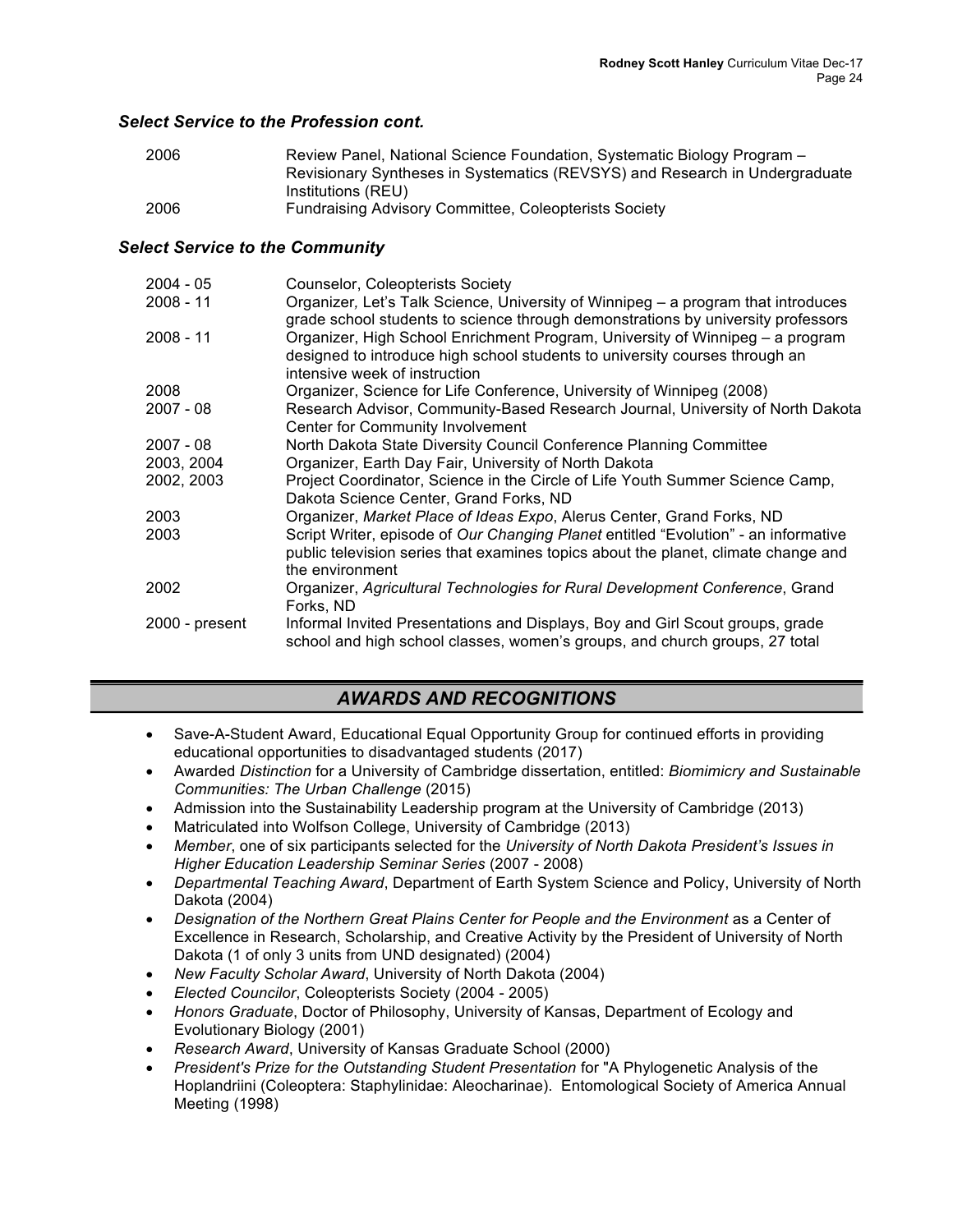### *Select Service to the Profession cont.*

| | |
|---|---|
| 2006 | Review Panel, National Science Foundation, Systematic Biology Program – Revisionary Syntheses in Systematics (REVSYS) and Research in Undergraduate Institutions (REU) |
| 2006 | Fundraising Advisory Committee, Coleopterists Society |

### *Select Service to the Community*

| | |
|---|---|
| 2004 - 05 | Counselor, Coleopterists Society |
| 2008 - 11 | Organizer, Let's Talk Science, University of Winnipeg – a program that introduces grade school students to science through demonstrations by university professors |
| 2008 - 11 | Organizer, High School Enrichment Program, University of Winnipeg – a program designed to introduce high school students to university courses through an intensive week of instruction |
| 2008 | Organizer, Science for Life Conference, University of Winnipeg (2008) |
| 2007 - 08 | Research Advisor, Community-Based Research Journal, University of North Dakota Center for Community Involvement |
| 2007 - 08 | North Dakota State Diversity Council Conference Planning Committee |
| 2003, 2004 | Organizer, Earth Day Fair, University of North Dakota |
| 2002, 2003 | Project Coordinator, Science in the Circle of Life Youth Summer Science Camp, Dakota Science Center, Grand Forks, ND |
| 2003 | Organizer, *Market Place of Ideas Expo*, Alerus Center, Grand Forks, ND |
| 2003 | Script Writer, episode of *Our Changing Planet* entitled "Evolution" - an informative public television series that examines topics about the planet, climate change and the environment |
| 2002 | Organizer, *Agricultural Technologies for Rural Development Conference*, Grand Forks, ND |
| 2000 - present | Informal Invited Presentations and Displays, Boy and Girl Scout groups, grade school and high school classes, women's groups, and church groups, 27 total |

## *AWARDS AND RECOGNITIONS*

- Save-A-Student Award, Educational Equal Opportunity Group for continued efforts in providing educational opportunities to disadvantaged students (2017)
- Awarded *Distinction* for a University of Cambridge dissertation, entitled: *Biomimicry and Sustainable Communities: The Urban Challenge* (2015)
- Admission into the Sustainability Leadership program at the University of Cambridge (2013)
- Matriculated into Wolfson College, University of Cambridge (2013)
- *Member*, one of six participants selected for the *University of North Dakota President's Issues in Higher Education Leadership Seminar Series* (2007 - 2008)
- *Departmental Teaching Award*, Department of Earth System Science and Policy, University of North Dakota (2004)
- *Designation of the Northern Great Plains Center for People and the Environment* as a Center of Excellence in Research, Scholarship, and Creative Activity by the President of University of North Dakota (1 of only 3 units from UND designated) (2004)
- *New Faculty Scholar Award*, University of North Dakota (2004)
- *Elected Councilor*, Coleopterists Society (2004 - 2005)
- *Honors Graduate*, Doctor of Philosophy, University of Kansas, Department of Ecology and Evolutionary Biology (2001)
- *Research Award*, University of Kansas Graduate School (2000)
- *President's Prize for the Outstanding Student Presentation* for "A Phylogenetic Analysis of the Hoplandriini (Coleoptera: Staphylinidae: Aleocharinae). Entomological Society of America Annual Meeting (1998)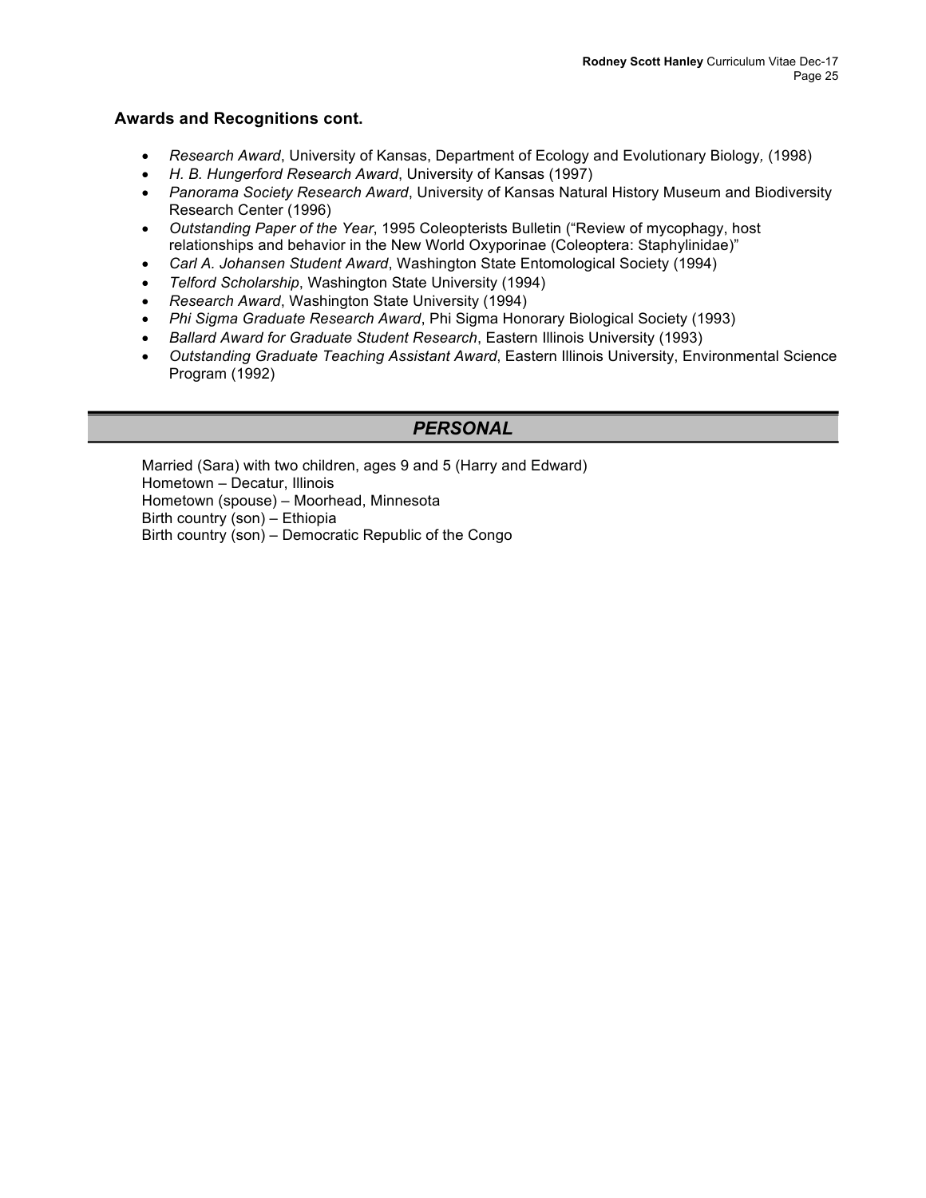### Awards and Recognitions cont.

- *Research Award*, University of Kansas, Department of Ecology and Evolutionary Biology, (1998)
- *H. B. Hungerford Research Award*, University of Kansas (1997)
- *Panorama Society Research Award*, University of Kansas Natural History Museum and Biodiversity Research Center (1996)
- *Outstanding Paper of the Year*, 1995 Coleopterists Bulletin ("Review of mycophagy, host relationships and behavior in the New World Oxyporinae (Coleoptera: Staphylinidae)"
- *Carl A. Johansen Student Award*, Washington State Entomological Society (1994)
- *Telford Scholarship*, Washington State University (1994)
- *Research Award*, Washington State University (1994)
- *Phi Sigma Graduate Research Award*, Phi Sigma Honorary Biological Society (1993)
- *Ballard Award for Graduate Student Research*, Eastern Illinois University (1993)
- *Outstanding Graduate Teaching Assistant Award*, Eastern Illinois University, Environmental Science Program (1992)

## *PERSONAL*

Married (Sara) with two children, ages 9 and 5 (Harry and Edward)
Hometown – Decatur, Illinois
Hometown (spouse) – Moorhead, Minnesota
Birth country (son) – Ethiopia
Birth country (son) – Democratic Republic of the Congo